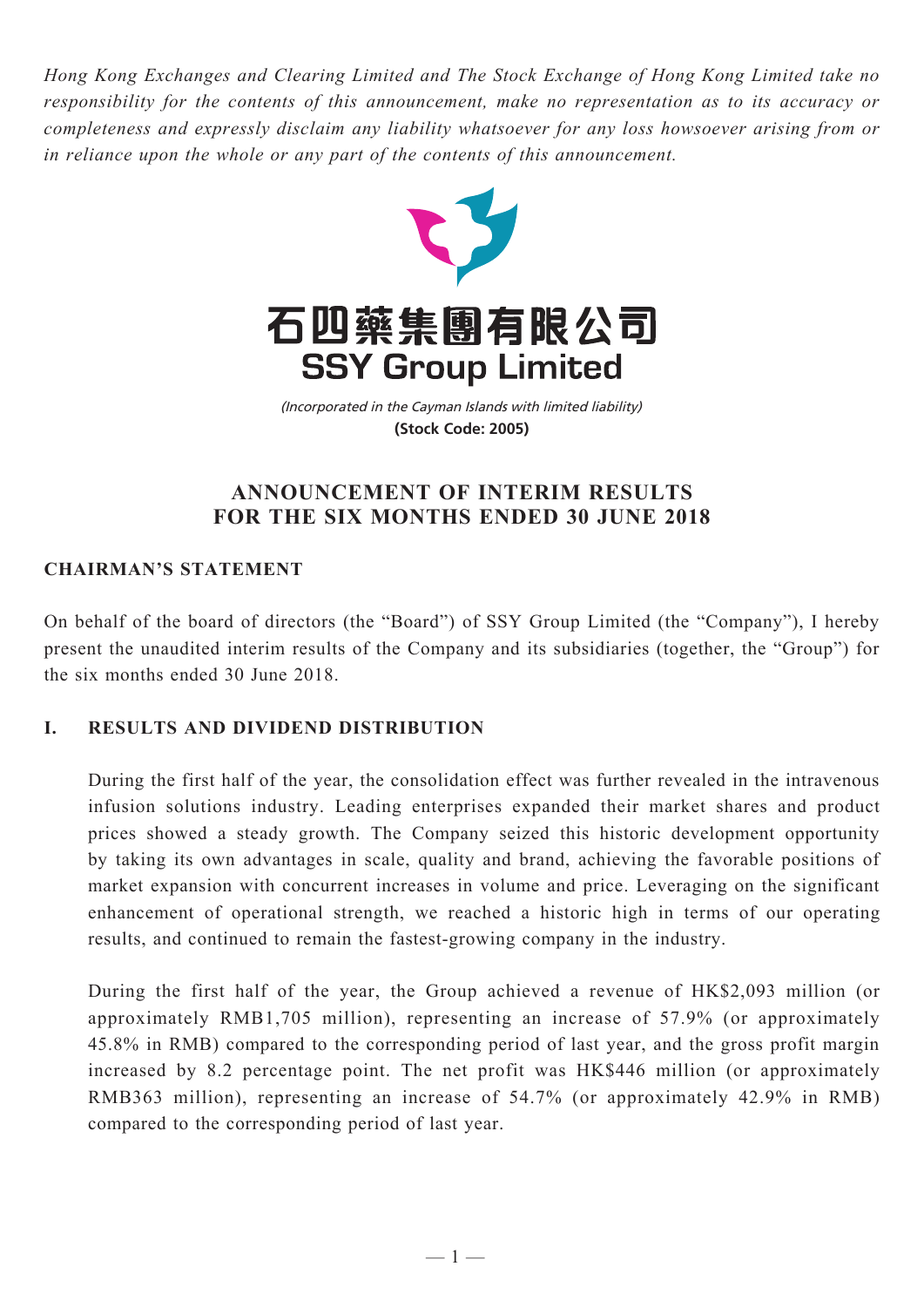*Hong Kong Exchanges and Clearing Limited and The Stock Exchange of Hong Kong Limited take no responsibility for the contents of this announcement, make no representation as to its accuracy or completeness and expressly disclaim any liability whatsoever for any loss howsoever arising from or in reliance upon the whole or any part of the contents of this announcement.*

# 石四藥集團有限公司
# SSY Group Limited

*(Incorporated in the Cayman Islands with limited liability)*
**(Stock Code: 2005)**

## ANNOUNCEMENT OF INTERIM RESULTS FOR THE SIX MONTHS ENDED 30 JUNE 2018

### CHAIRMAN'S STATEMENT

On behalf of the board of directors (the "Board") of SSY Group Limited (the "Company"), I hereby present the unaudited interim results of the Company and its subsidiaries (together, the "Group") for the six months ended 30 June 2018.

### I. RESULTS AND DIVIDEND DISTRIBUTION

During the first half of the year, the consolidation effect was further revealed in the intravenous infusion solutions industry. Leading enterprises expanded their market shares and product prices showed a steady growth. The Company seized this historic development opportunity by taking its own advantages in scale, quality and brand, achieving the favorable positions of market expansion with concurrent increases in volume and price. Leveraging on the significant enhancement of operational strength, we reached a historic high in terms of our operating results, and continued to remain the fastest-growing company in the industry.

During the first half of the year, the Group achieved a revenue of HK$2,093 million (or approximately RMB1,705 million), representing an increase of 57.9% (or approximately 45.8% in RMB) compared to the corresponding period of last year, and the gross profit margin increased by 8.2 percentage point. The net profit was HK$446 million (or approximately RMB363 million), representing an increase of 54.7% (or approximately 42.9% in RMB) compared to the corresponding period of last year.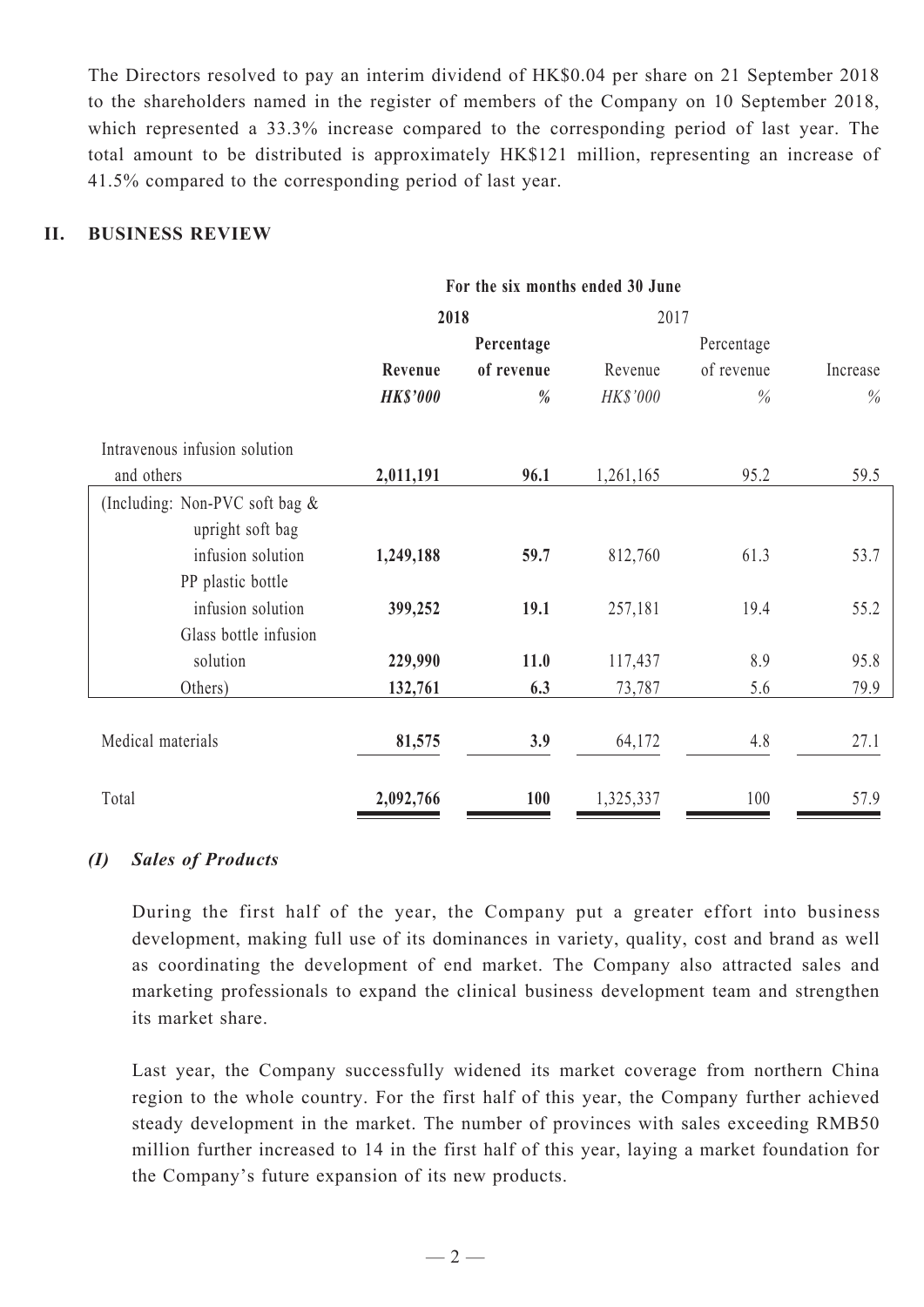The Directors resolved to pay an interim dividend of HK$0.04 per share on 21 September 2018 to the shareholders named in the register of members of the Company on 10 September 2018, which represented a 33.3% increase compared to the corresponding period of last year. The total amount to be distributed is approximately HK$121 million, representing an increase of 41.5% compared to the corresponding period of last year.

## II. BUSINESS REVIEW

| | For the six months ended 30 June | | | | |
|---|---|---|---|---|---|
| | **2018** | | 2017 | | |
| | **Revenue** | **Percentage of revenue** | Revenue | Percentage of revenue | Increase |
| | ***HK$'000*** | ***%*** | *HK$'000* | *%* | *%* |
| Intravenous infusion solution and others | **2,011,191** | **96.1** | 1,261,165 | 95.2 | 59.5 |
| (Including: Non-PVC soft bag & upright soft bag infusion solution | **1,249,188** | **59.7** | 812,760 | 61.3 | 53.7 |
| PP plastic bottle infusion solution | **399,252** | **19.1** | 257,181 | 19.4 | 55.2 |
| Glass bottle infusion solution | **229,990** | **11.0** | 117,437 | 8.9 | 95.8 |
| Others) | **132,761** | **6.3** | 73,787 | 5.6 | 79.9 |
| Medical materials | **81,575** | **3.9** | 64,172 | 4.8 | 27.1 |
| Total | **2,092,766** | **100** | 1,325,337 | 100 | 57.9 |

### *(I) Sales of Products*

During the first half of the year, the Company put a greater effort into business development, making full use of its dominances in variety, quality, cost and brand as well as coordinating the development of end market. The Company also attracted sales and marketing professionals to expand the clinical business development team and strengthen its market share.

Last year, the Company successfully widened its market coverage from northern China region to the whole country. For the first half of this year, the Company further achieved steady development in the market. The number of provinces with sales exceeding RMB50 million further increased to 14 in the first half of this year, laying a market foundation for the Company's future expansion of its new products.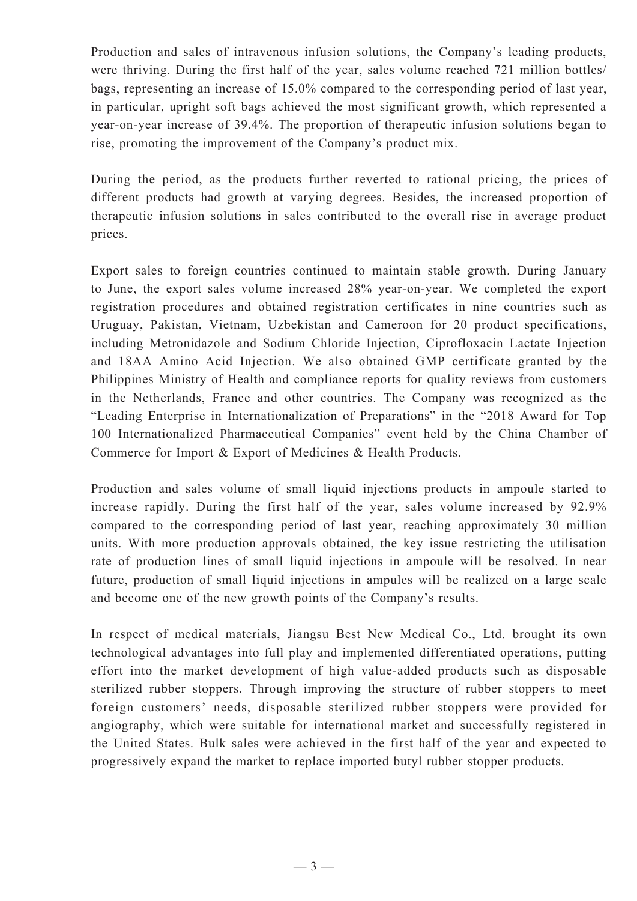Production and sales of intravenous infusion solutions, the Company's leading products, were thriving. During the first half of the year, sales volume reached 721 million bottles/bags, representing an increase of 15.0% compared to the corresponding period of last year, in particular, upright soft bags achieved the most significant growth, which represented a year-on-year increase of 39.4%. The proportion of therapeutic infusion solutions began to rise, promoting the improvement of the Company's product mix.

During the period, as the products further reverted to rational pricing, the prices of different products had growth at varying degrees. Besides, the increased proportion of therapeutic infusion solutions in sales contributed to the overall rise in average product prices.

Export sales to foreign countries continued to maintain stable growth. During January to June, the export sales volume increased 28% year-on-year. We completed the export registration procedures and obtained registration certificates in nine countries such as Uruguay, Pakistan, Vietnam, Uzbekistan and Cameroon for 20 product specifications, including Metronidazole and Sodium Chloride Injection, Ciprofloxacin Lactate Injection and 18AA Amino Acid Injection. We also obtained GMP certificate granted by the Philippines Ministry of Health and compliance reports for quality reviews from customers in the Netherlands, France and other countries. The Company was recognized as the "Leading Enterprise in Internationalization of Preparations" in the "2018 Award for Top 100 Internationalized Pharmaceutical Companies" event held by the China Chamber of Commerce for Import & Export of Medicines & Health Products.

Production and sales volume of small liquid injections products in ampoule started to increase rapidly. During the first half of the year, sales volume increased by 92.9% compared to the corresponding period of last year, reaching approximately 30 million units. With more production approvals obtained, the key issue restricting the utilisation rate of production lines of small liquid injections in ampoule will be resolved. In near future, production of small liquid injections in ampules will be realized on a large scale and become one of the new growth points of the Company's results.

In respect of medical materials, Jiangsu Best New Medical Co., Ltd. brought its own technological advantages into full play and implemented differentiated operations, putting effort into the market development of high value-added products such as disposable sterilized rubber stoppers. Through improving the structure of rubber stoppers to meet foreign customers' needs, disposable sterilized rubber stoppers were provided for angiography, which were suitable for international market and successfully registered in the United States. Bulk sales were achieved in the first half of the year and expected to progressively expand the market to replace imported butyl rubber stopper products.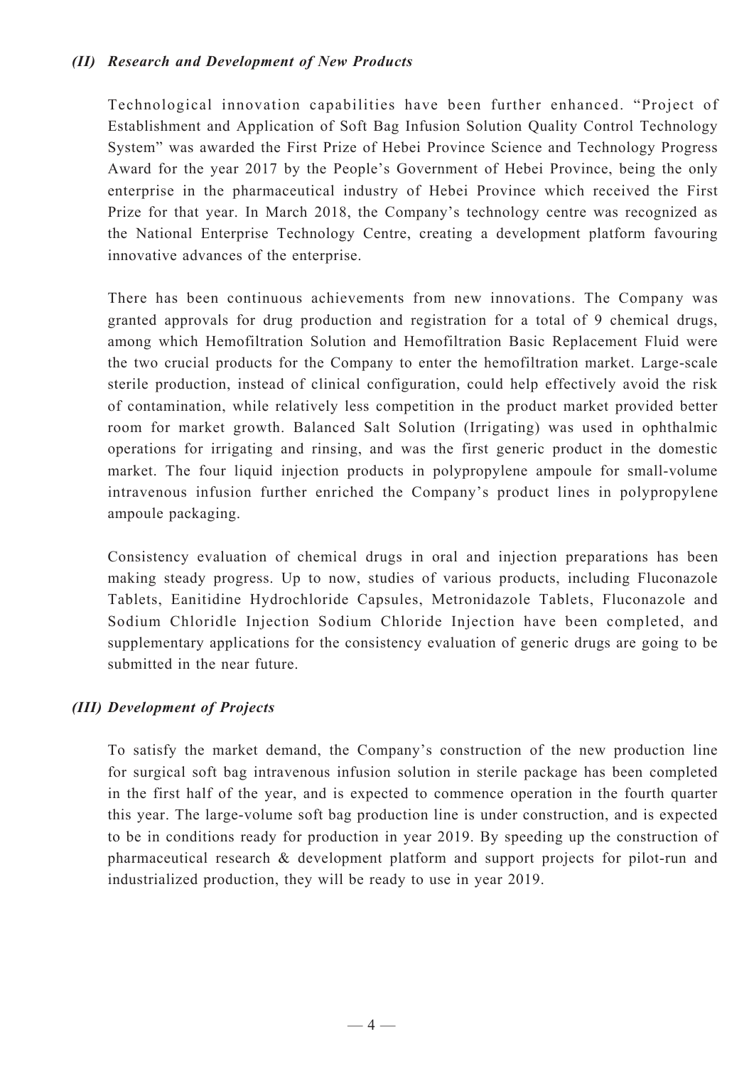### *(II) Research and Development of New Products*

Technological innovation capabilities have been further enhanced. "Project of Establishment and Application of Soft Bag Infusion Solution Quality Control Technology System" was awarded the First Prize of Hebei Province Science and Technology Progress Award for the year 2017 by the People's Government of Hebei Province, being the only enterprise in the pharmaceutical industry of Hebei Province which received the First Prize for that year. In March 2018, the Company's technology centre was recognized as the National Enterprise Technology Centre, creating a development platform favouring innovative advances of the enterprise.

There has been continuous achievements from new innovations. The Company was granted approvals for drug production and registration for a total of 9 chemical drugs, among which Hemofiltration Solution and Hemofiltration Basic Replacement Fluid were the two crucial products for the Company to enter the hemofiltration market. Large-scale sterile production, instead of clinical configuration, could help effectively avoid the risk of contamination, while relatively less competition in the product market provided better room for market growth. Balanced Salt Solution (Irrigating) was used in ophthalmic operations for irrigating and rinsing, and was the first generic product in the domestic market. The four liquid injection products in polypropylene ampoule for small-volume intravenous infusion further enriched the Company's product lines in polypropylene ampoule packaging.

Consistency evaluation of chemical drugs in oral and injection preparations has been making steady progress. Up to now, studies of various products, including Fluconazole Tablets, Eanitidine Hydrochloride Capsules, Metronidazole Tablets, Fluconazole and Sodium Chloridle Injection Sodium Chloride Injection have been completed, and supplementary applications for the consistency evaluation of generic drugs are going to be submitted in the near future.

### *(III) Development of Projects*

To satisfy the market demand, the Company's construction of the new production line for surgical soft bag intravenous infusion solution in sterile package has been completed in the first half of the year, and is expected to commence operation in the fourth quarter this year. The large-volume soft bag production line is under construction, and is expected to be in conditions ready for production in year 2019. By speeding up the construction of pharmaceutical research & development platform and support projects for pilot-run and industrialized production, they will be ready to use in year 2019.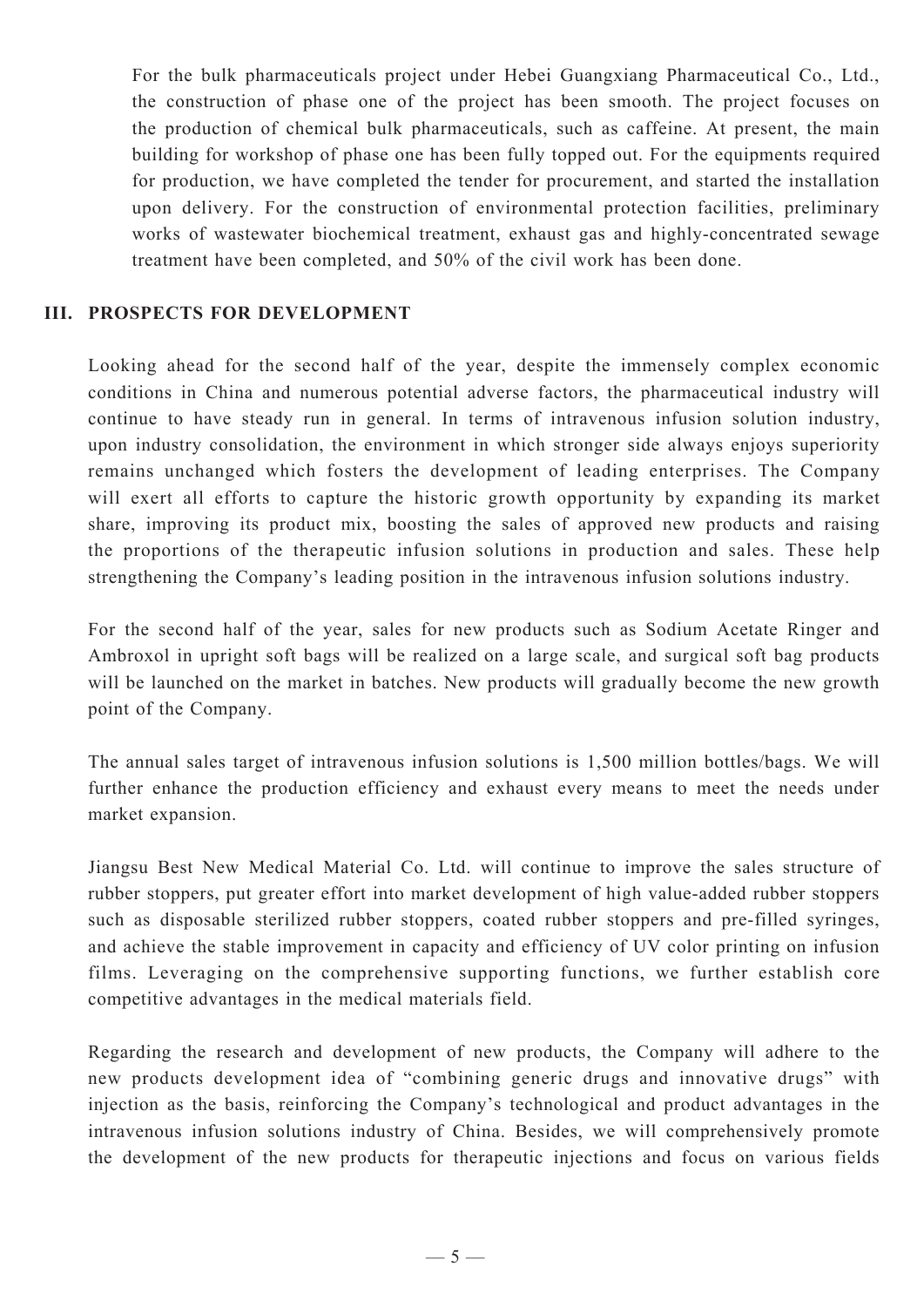For the bulk pharmaceuticals project under Hebei Guangxiang Pharmaceutical Co., Ltd., the construction of phase one of the project has been smooth. The project focuses on the production of chemical bulk pharmaceuticals, such as caffeine. At present, the main building for workshop of phase one has been fully topped out. For the equipments required for production, we have completed the tender for procurement, and started the installation upon delivery. For the construction of environmental protection facilities, preliminary works of wastewater biochemical treatment, exhaust gas and highly-concentrated sewage treatment have been completed, and 50% of the civil work has been done.

## III. PROSPECTS FOR DEVELOPMENT

Looking ahead for the second half of the year, despite the immensely complex economic conditions in China and numerous potential adverse factors, the pharmaceutical industry will continue to have steady run in general. In terms of intravenous infusion solution industry, upon industry consolidation, the environment in which stronger side always enjoys superiority remains unchanged which fosters the development of leading enterprises. The Company will exert all efforts to capture the historic growth opportunity by expanding its market share, improving its product mix, boosting the sales of approved new products and raising the proportions of the therapeutic infusion solutions in production and sales. These help strengthening the Company's leading position in the intravenous infusion solutions industry.

For the second half of the year, sales for new products such as Sodium Acetate Ringer and Ambroxol in upright soft bags will be realized on a large scale, and surgical soft bag products will be launched on the market in batches. New products will gradually become the new growth point of the Company.

The annual sales target of intravenous infusion solutions is 1,500 million bottles/bags. We will further enhance the production efficiency and exhaust every means to meet the needs under market expansion.

Jiangsu Best New Medical Material Co. Ltd. will continue to improve the sales structure of rubber stoppers, put greater effort into market development of high value-added rubber stoppers such as disposable sterilized rubber stoppers, coated rubber stoppers and pre-filled syringes, and achieve the stable improvement in capacity and efficiency of UV color printing on infusion films. Leveraging on the comprehensive supporting functions, we further establish core competitive advantages in the medical materials field.

Regarding the research and development of new products, the Company will adhere to the new products development idea of "combining generic drugs and innovative drugs" with injection as the basis, reinforcing the Company's technological and product advantages in the intravenous infusion solutions industry of China. Besides, we will comprehensively promote the development of the new products for therapeutic injections and focus on various fields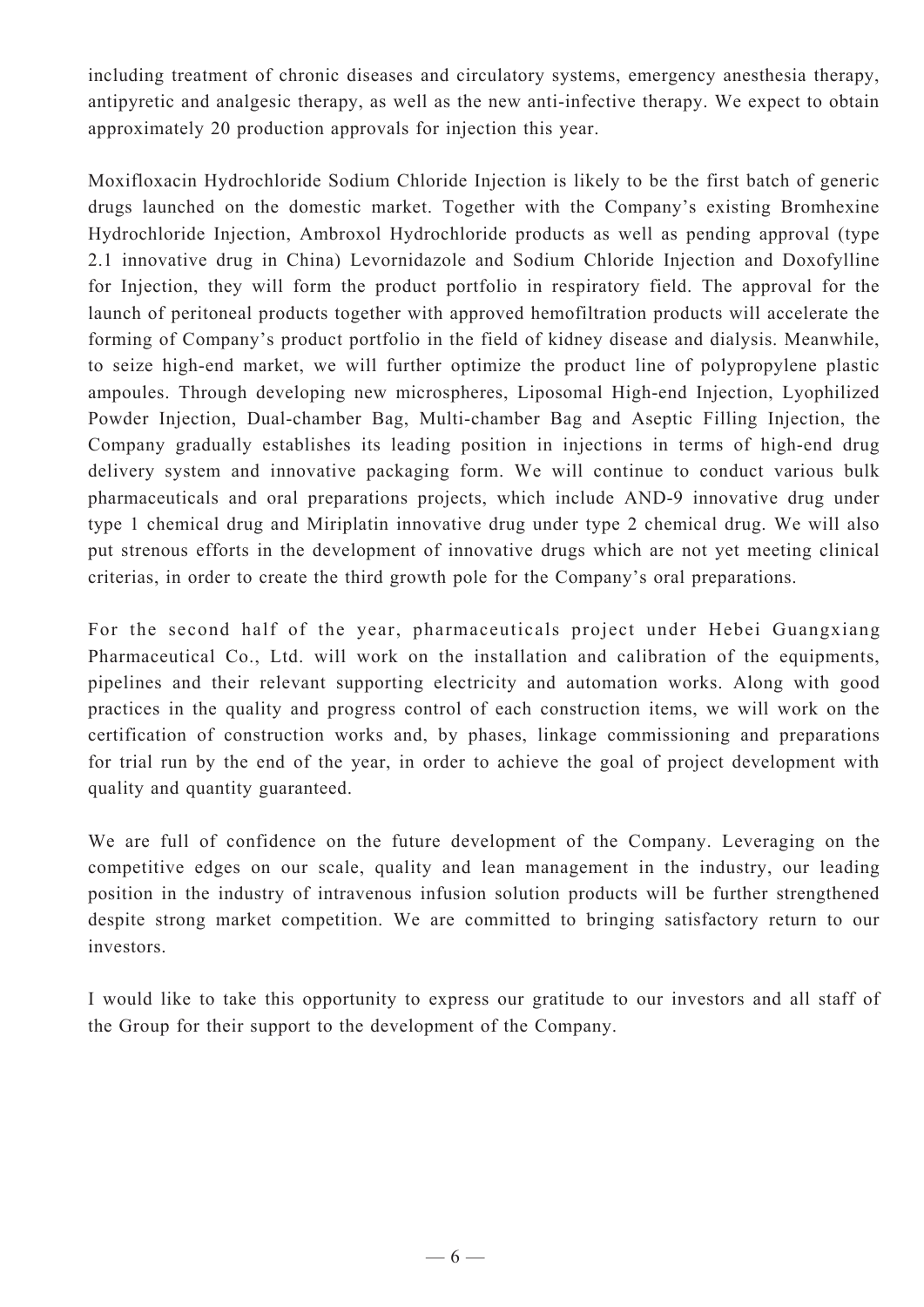including treatment of chronic diseases and circulatory systems, emergency anesthesia therapy, antipyretic and analgesic therapy, as well as the new anti-infective therapy. We expect to obtain approximately 20 production approvals for injection this year.

Moxifloxacin Hydrochloride Sodium Chloride Injection is likely to be the first batch of generic drugs launched on the domestic market. Together with the Company's existing Bromhexine Hydrochloride Injection, Ambroxol Hydrochloride products as well as pending approval (type 2.1 innovative drug in China) Levornidazole and Sodium Chloride Injection and Doxofylline for Injection, they will form the product portfolio in respiratory field. The approval for the launch of peritoneal products together with approved hemofiltration products will accelerate the forming of Company's product portfolio in the field of kidney disease and dialysis. Meanwhile, to seize high-end market, we will further optimize the product line of polypropylene plastic ampoules. Through developing new microspheres, Liposomal High-end Injection, Lyophilized Powder Injection, Dual-chamber Bag, Multi-chamber Bag and Aseptic Filling Injection, the Company gradually establishes its leading position in injections in terms of high-end drug delivery system and innovative packaging form. We will continue to conduct various bulk pharmaceuticals and oral preparations projects, which include AND-9 innovative drug under type 1 chemical drug and Miriplatin innovative drug under type 2 chemical drug. We will also put strenous efforts in the development of innovative drugs which are not yet meeting clinical criterias, in order to create the third growth pole for the Company's oral preparations.

For the second half of the year, pharmaceuticals project under Hebei Guangxiang Pharmaceutical Co., Ltd. will work on the installation and calibration of the equipments, pipelines and their relevant supporting electricity and automation works. Along with good practices in the quality and progress control of each construction items, we will work on the certification of construction works and, by phases, linkage commissioning and preparations for trial run by the end of the year, in order to achieve the goal of project development with quality and quantity guaranteed.

We are full of confidence on the future development of the Company. Leveraging on the competitive edges on our scale, quality and lean management in the industry, our leading position in the industry of intravenous infusion solution products will be further strengthened despite strong market competition. We are committed to bringing satisfactory return to our investors.

I would like to take this opportunity to express our gratitude to our investors and all staff of the Group for their support to the development of the Company.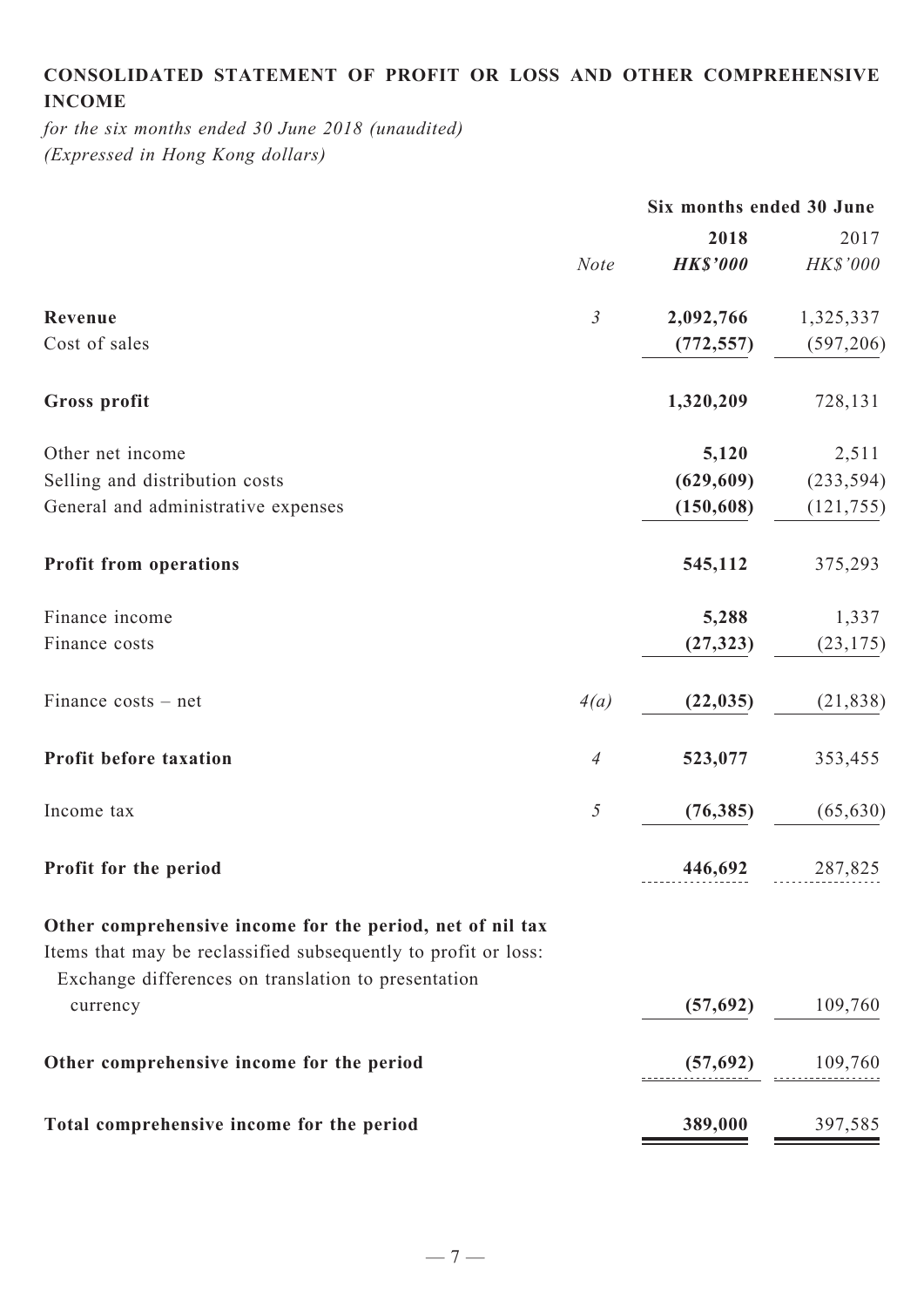## CONSOLIDATED STATEMENT OF PROFIT OR LOSS AND OTHER COMPREHENSIVE INCOME

*for the six months ended 30 June 2018 (unaudited)*
*(Expressed in Hong Kong dollars)*

| | | Six months ended 30 June | |
|---|---|---|---|
| | | **2018** | 2017 |
| | *Note* | ***HK$'000*** | *HK$'000* |
| **Revenue** | *3* | **2,092,766** | 1,325,337 |
| Cost of sales | | **(772,557)** | (597,206) |
| **Gross profit** | | **1,320,209** | 728,131 |
| Other net income | | **5,120** | 2,511 |
| Selling and distribution costs | | **(629,609)** | (233,594) |
| General and administrative expenses | | **(150,608)** | (121,755) |
| **Profit from operations** | | **545,112** | 375,293 |
| Finance income | | **5,288** | 1,337 |
| Finance costs | | **(27,323)** | (23,175) |
| Finance costs – net | *4(a)* | **(22,035)** | (21,838) |
| **Profit before taxation** | *4* | **523,077** | 353,455 |
| Income tax | *5* | **(76,385)** | (65,630) |
| **Profit for the period** | | **446,692** | 287,825 |
| **Other comprehensive income for the period, net of nil tax** | | | |
| Items that may be reclassified subsequently to profit or loss: | | | |
| Exchange differences on translation to presentation currency | | **(57,692)** | 109,760 |
| **Other comprehensive income for the period** | | **(57,692)** | 109,760 |
| **Total comprehensive income for the period** | | **389,000** | 397,585 |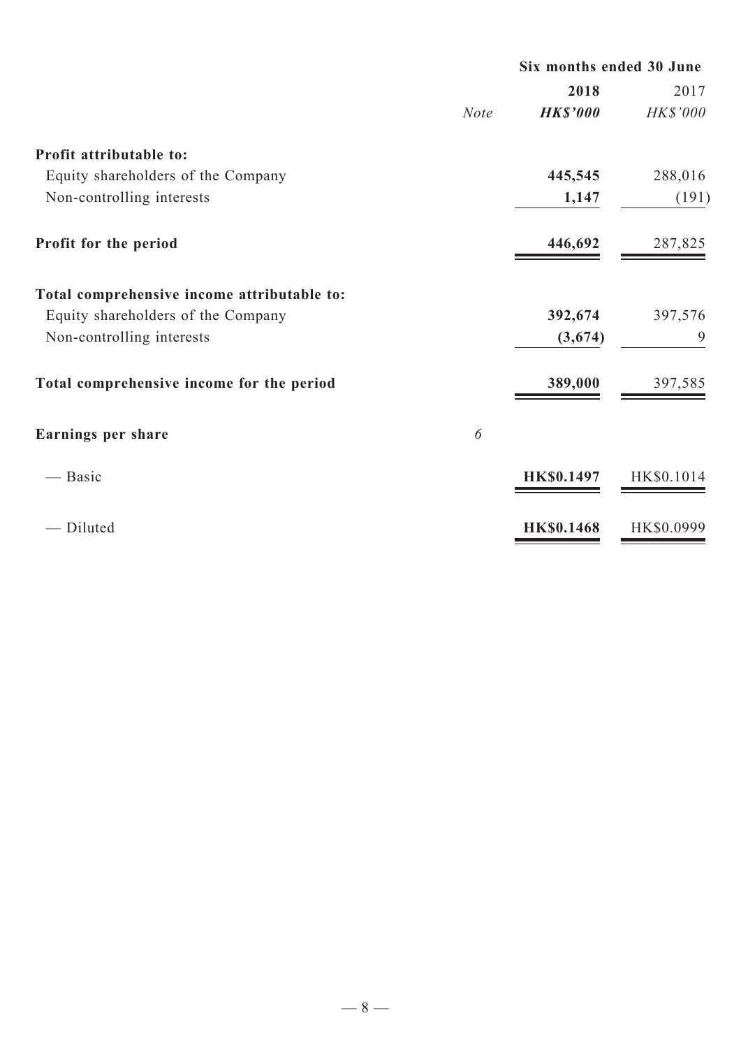| | | Six months ended 30 June | |
|---|---|---|---|
| | | **2018** | 2017 |
| | *Note* | ***HK$'000*** | *HK$'000* |
| **Profit attributable to:** | | | |
| Equity shareholders of the Company | | **445,545** | 288,016 |
| Non-controlling interests | | **1,147** | (191) |
| **Profit for the period** | | **446,692** | 287,825 |
| **Total comprehensive income attributable to:** | | | |
| Equity shareholders of the Company | | **392,674** | 397,576 |
| Non-controlling interests | | **(3,674)** | 9 |
| **Total comprehensive income for the period** | | **389,000** | 397,585 |
| **Earnings per share** | *6* | | |
| — Basic | | **HK$0.1497** | HK$0.1014 |
| — Diluted | | **HK$0.1468** | HK$0.0999 |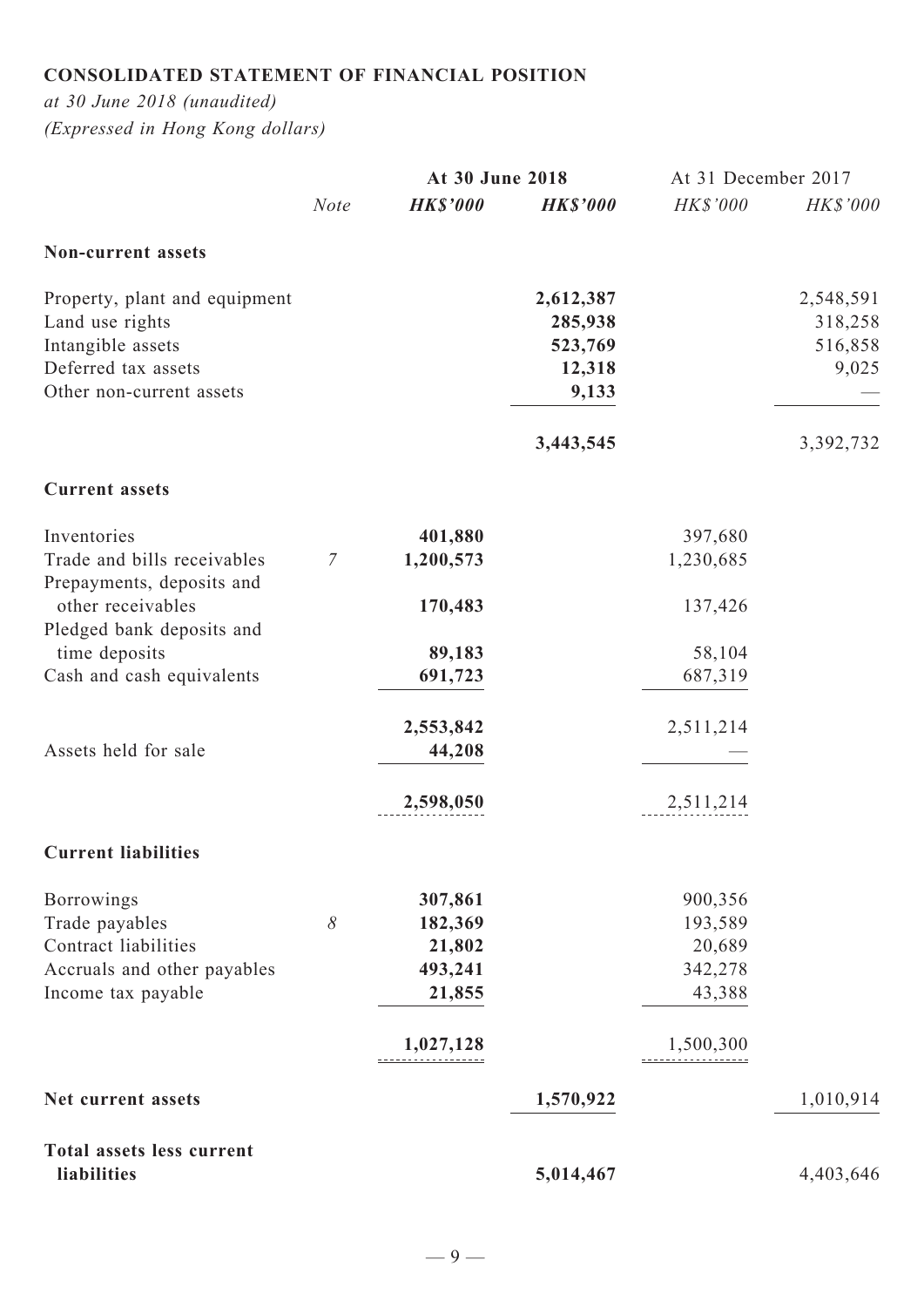**CONSOLIDATED STATEMENT OF FINANCIAL POSITION**

*at 30 June 2018 (unaudited)*

*(Expressed in Hong Kong dollars)*

| | | At 30 June 2018 | | At 31 December 2017 | |
|---|---|---|---|---|---|
| | *Note* | ***HK$'000*** | ***HK$'000*** | *HK$'000* | *HK$'000* |
| **Non-current assets** | | | | | |
| Property, plant and equipment | | | **2,612,387** | | 2,548,591 |
| Land use rights | | | **285,938** | | 318,258 |
| Intangible assets | | | **523,769** | | 516,858 |
| Deferred tax assets | | | **12,318** | | 9,025 |
| Other non-current assets | | | **9,133** | | — |
| | | | **3,443,545** | | 3,392,732 |
| **Current assets** | | | | | |
| Inventories | | **401,880** | | 397,680 | |
| Trade and bills receivables | *7* | **1,200,573** | | 1,230,685 | |
| Prepayments, deposits and other receivables | | **170,483** | | 137,426 | |
| Pledged bank deposits and time deposits | | **89,183** | | 58,104 | |
| Cash and cash equivalents | | **691,723** | | 687,319 | |
| | | **2,553,842** | | 2,511,214 | |
| Assets held for sale | | **44,208** | | — | |
| | | **2,598,050** | | 2,511,214 | |
| **Current liabilities** | | | | | |
| Borrowings | | **307,861** | | 900,356 | |
| Trade payables | *8* | **182,369** | | 193,589 | |
| Contract liabilities | | **21,802** | | 20,689 | |
| Accruals and other payables | | **493,241** | | 342,278 | |
| Income tax payable | | **21,855** | | 43,388 | |
| | | **1,027,128** | | 1,500,300 | |
| **Net current assets** | | | **1,570,922** | | 1,010,914 |
| **Total assets less current liabilities** | | | **5,014,467** | | 4,403,646 |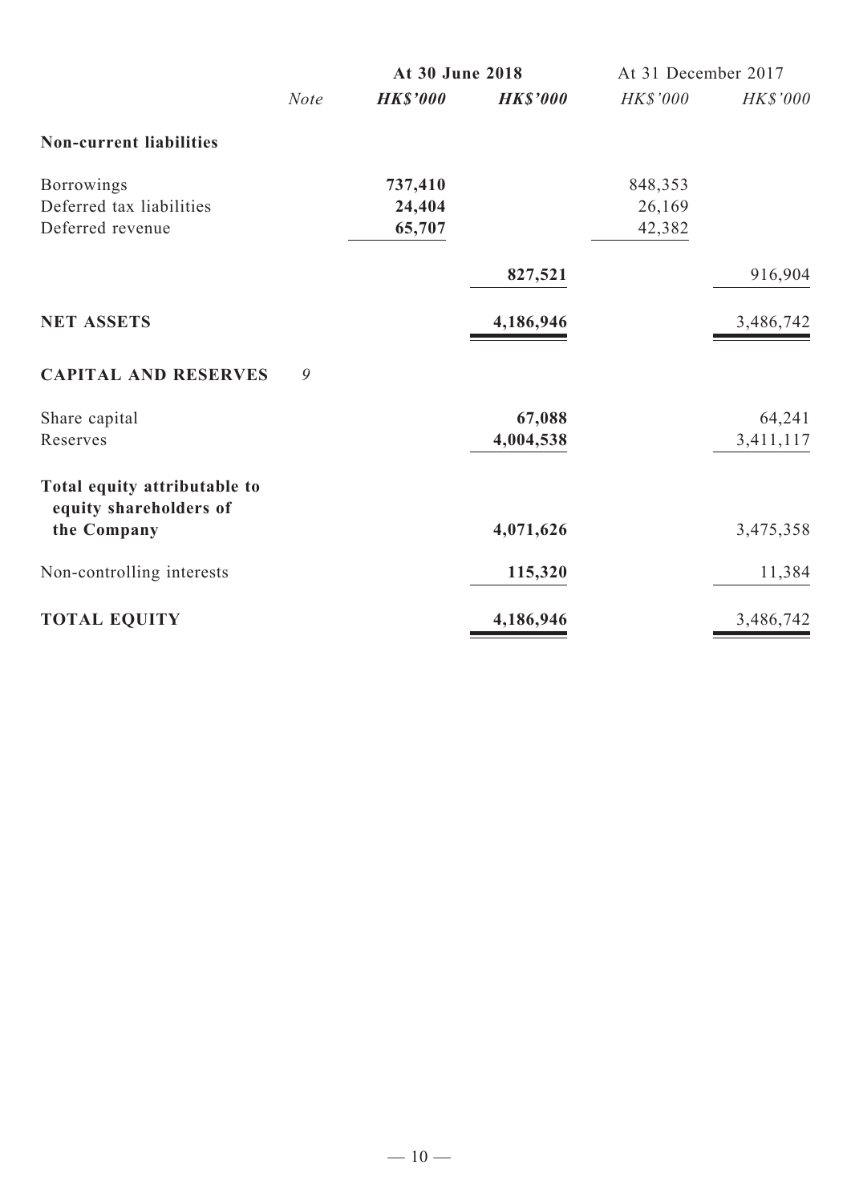| | Note | At 30 June 2018 | | At 31 December 2017 | |
|---|---|---|---|---|---|
| | | ***HK$'000*** | ***HK$'000*** | *HK$'000* | *HK$'000* |
| **Non-current liabilities** | | | | | |
| Borrowings | | **737,410** | | 848,353 | |
| Deferred tax liabilities | | **24,404** | | 26,169 | |
| Deferred revenue | | **65,707** | | 42,382 | |
| | | | **827,521** | | 916,904 |
| **NET ASSETS** | | | **4,186,946** | | 3,486,742 |
| **CAPITAL AND RESERVES** | *9* | | | | |
| Share capital | | | **67,088** | | 64,241 |
| Reserves | | | **4,004,538** | | 3,411,117 |
| **Total equity attributable to equity shareholders of the Company** | | | **4,071,626** | | 3,475,358 |
| Non-controlling interests | | | **115,320** | | 11,384 |
| **TOTAL EQUITY** | | | **4,186,946** | | 3,486,742 |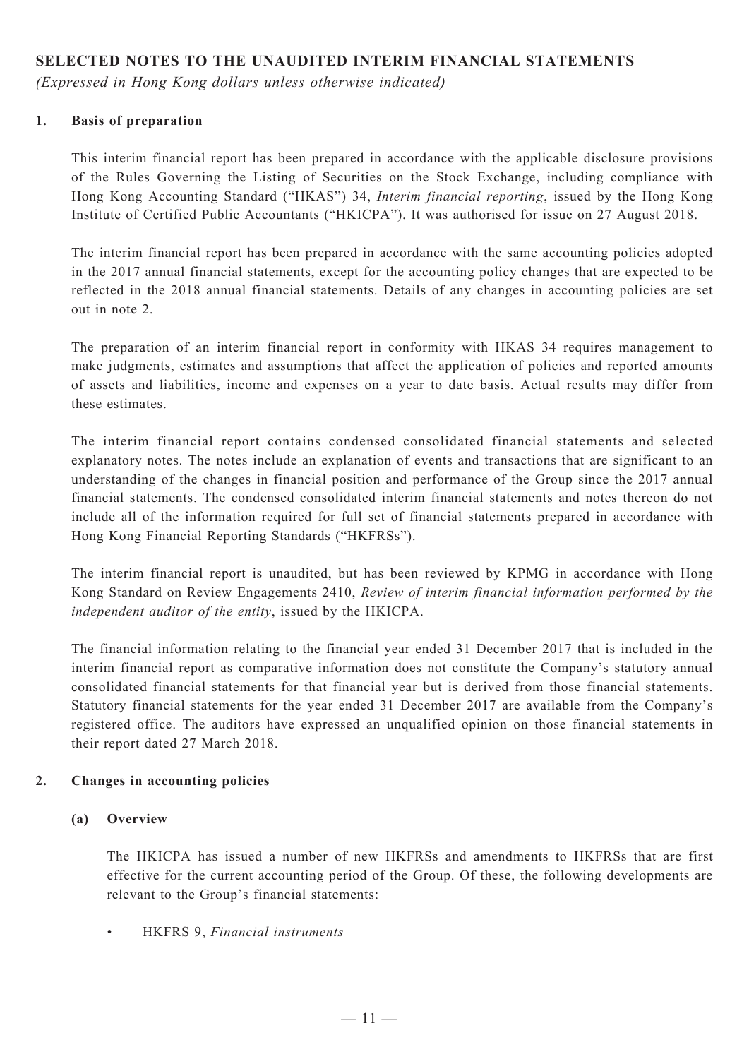## SELECTED NOTES TO THE UNAUDITED INTERIM FINANCIAL STATEMENTS

*(Expressed in Hong Kong dollars unless otherwise indicated)*

### 1. Basis of preparation

This interim financial report has been prepared in accordance with the applicable disclosure provisions of the Rules Governing the Listing of Securities on the Stock Exchange, including compliance with Hong Kong Accounting Standard ("HKAS") 34, *Interim financial reporting*, issued by the Hong Kong Institute of Certified Public Accountants ("HKICPA"). It was authorised for issue on 27 August 2018.

The interim financial report has been prepared in accordance with the same accounting policies adopted in the 2017 annual financial statements, except for the accounting policy changes that are expected to be reflected in the 2018 annual financial statements. Details of any changes in accounting policies are set out in note 2.

The preparation of an interim financial report in conformity with HKAS 34 requires management to make judgments, estimates and assumptions that affect the application of policies and reported amounts of assets and liabilities, income and expenses on a year to date basis. Actual results may differ from these estimates.

The interim financial report contains condensed consolidated financial statements and selected explanatory notes. The notes include an explanation of events and transactions that are significant to an understanding of the changes in financial position and performance of the Group since the 2017 annual financial statements. The condensed consolidated interim financial statements and notes thereon do not include all of the information required for full set of financial statements prepared in accordance with Hong Kong Financial Reporting Standards ("HKFRSs").

The interim financial report is unaudited, but has been reviewed by KPMG in accordance with Hong Kong Standard on Review Engagements 2410, *Review of interim financial information performed by the independent auditor of the entity*, issued by the HKICPA.

The financial information relating to the financial year ended 31 December 2017 that is included in the interim financial report as comparative information does not constitute the Company's statutory annual consolidated financial statements for that financial year but is derived from those financial statements. Statutory financial statements for the year ended 31 December 2017 are available from the Company's registered office. The auditors have expressed an unqualified opinion on those financial statements in their report dated 27 March 2018.

### 2. Changes in accounting policies

#### (a) Overview

The HKICPA has issued a number of new HKFRSs and amendments to HKFRSs that are first effective for the current accounting period of the Group. Of these, the following developments are relevant to the Group's financial statements:

- HKFRS 9, *Financial instruments*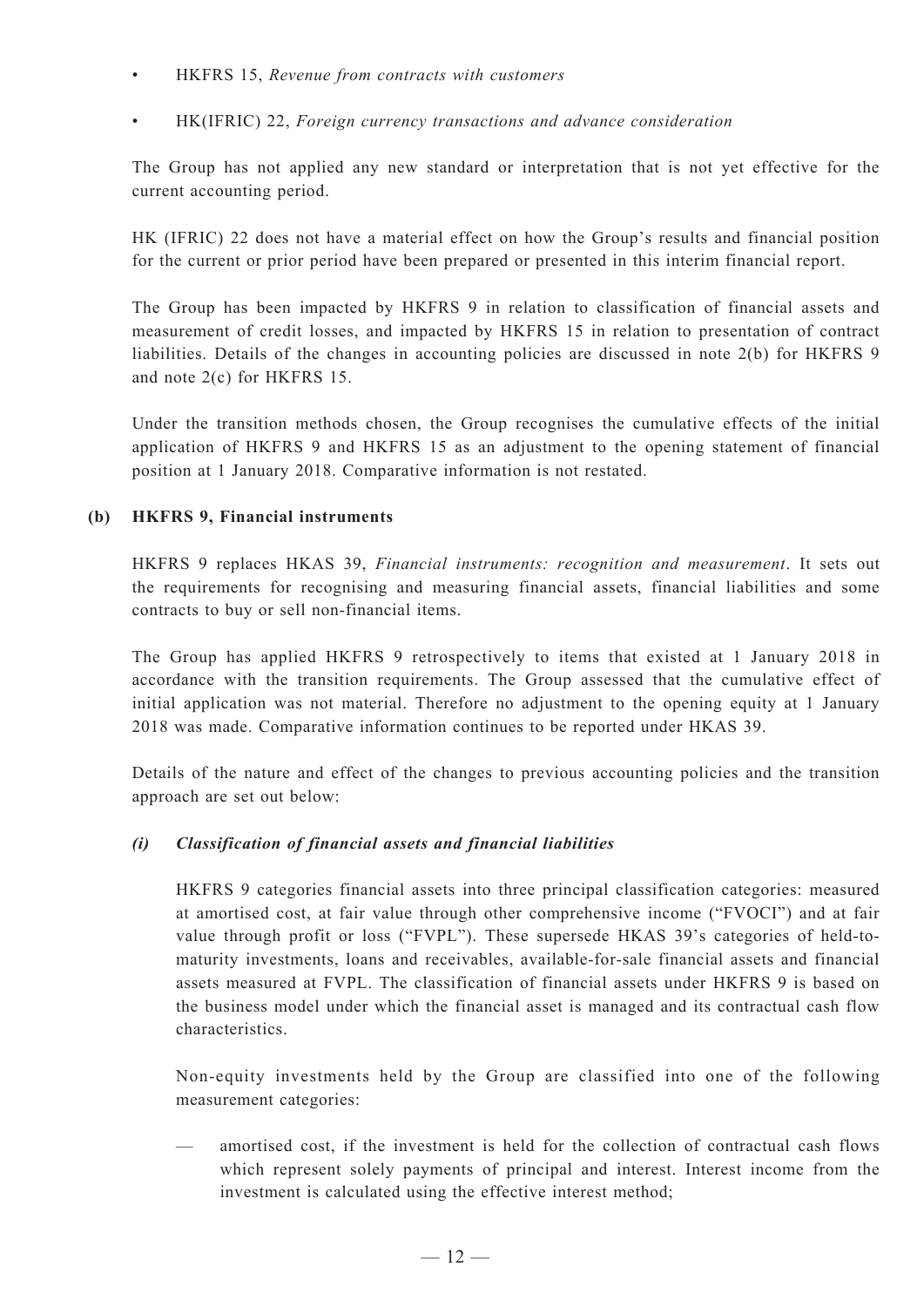- HKFRS 15, *Revenue from contracts with customers*

- HK(IFRIC) 22, *Foreign currency transactions and advance consideration*

The Group has not applied any new standard or interpretation that is not yet effective for the current accounting period.

HK (IFRIC) 22 does not have a material effect on how the Group's results and financial position for the current or prior period have been prepared or presented in this interim financial report.

The Group has been impacted by HKFRS 9 in relation to classification of financial assets and measurement of credit losses, and impacted by HKFRS 15 in relation to presentation of contract liabilities. Details of the changes in accounting policies are discussed in note 2(b) for HKFRS 9 and note 2(c) for HKFRS 15.

Under the transition methods chosen, the Group recognises the cumulative effects of the initial application of HKFRS 9 and HKFRS 15 as an adjustment to the opening statement of financial position at 1 January 2018. Comparative information is not restated.

**(b) HKFRS 9, Financial instruments**

HKFRS 9 replaces HKAS 39, *Financial instruments: recognition and measurement*. It sets out the requirements for recognising and measuring financial assets, financial liabilities and some contracts to buy or sell non-financial items.

The Group has applied HKFRS 9 retrospectively to items that existed at 1 January 2018 in accordance with the transition requirements. The Group assessed that the cumulative effect of initial application was not material. Therefore no adjustment to the opening equity at 1 January 2018 was made. Comparative information continues to be reported under HKAS 39.

Details of the nature and effect of the changes to previous accounting policies and the transition approach are set out below:

***(i) Classification of financial assets and financial liabilities***

HKFRS 9 categories financial assets into three principal classification categories: measured at amortised cost, at fair value through other comprehensive income ("FVOCI") and at fair value through profit or loss ("FVPL"). These supersede HKAS 39's categories of held-to-maturity investments, loans and receivables, available-for-sale financial assets and financial assets measured at FVPL. The classification of financial assets under HKFRS 9 is based on the business model under which the financial asset is managed and its contractual cash flow characteristics.

Non-equity investments held by the Group are classified into one of the following measurement categories:

— amortised cost, if the investment is held for the collection of contractual cash flows which represent solely payments of principal and interest. Interest income from the investment is calculated using the effective interest method;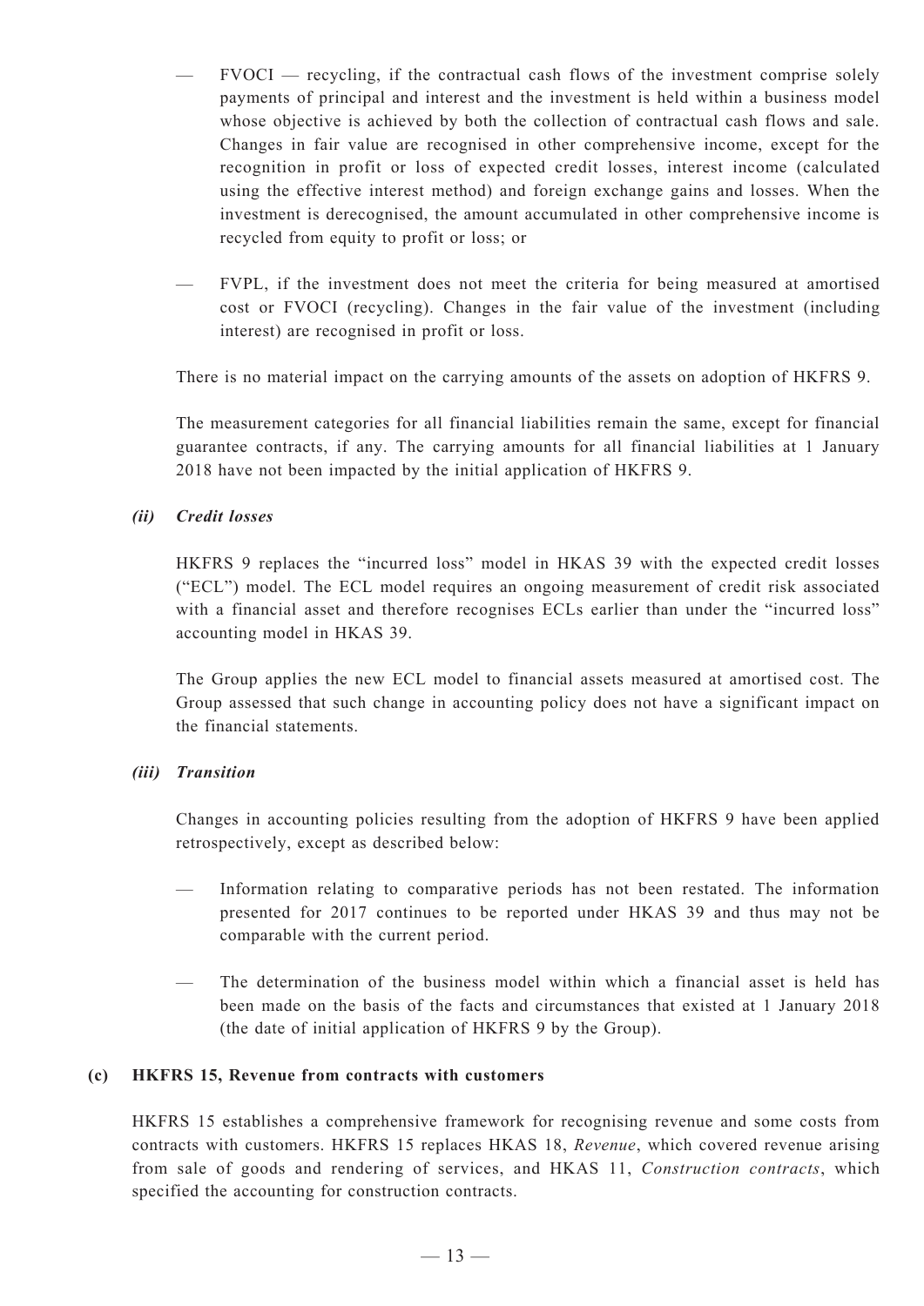- FVOCI — recycling, if the contractual cash flows of the investment comprise solely payments of principal and interest and the investment is held within a business model whose objective is achieved by both the collection of contractual cash flows and sale. Changes in fair value are recognised in other comprehensive income, except for the recognition in profit or loss of expected credit losses, interest income (calculated using the effective interest method) and foreign exchange gains and losses. When the investment is derecognised, the amount accumulated in other comprehensive income is recycled from equity to profit or loss; or

- FVPL, if the investment does not meet the criteria for being measured at amortised cost or FVOCI (recycling). Changes in the fair value of the investment (including interest) are recognised in profit or loss.

There is no material impact on the carrying amounts of the assets on adoption of HKFRS 9.

The measurement categories for all financial liabilities remain the same, except for financial guarantee contracts, if any. The carrying amounts for all financial liabilities at 1 January 2018 have not been impacted by the initial application of HKFRS 9.

***(ii) Credit losses***

HKFRS 9 replaces the "incurred loss" model in HKAS 39 with the expected credit losses ("ECL") model. The ECL model requires an ongoing measurement of credit risk associated with a financial asset and therefore recognises ECLs earlier than under the "incurred loss" accounting model in HKAS 39.

The Group applies the new ECL model to financial assets measured at amortised cost. The Group assessed that such change in accounting policy does not have a significant impact on the financial statements.

***(iii) Transition***

Changes in accounting policies resulting from the adoption of HKFRS 9 have been applied retrospectively, except as described below:

- Information relating to comparative periods has not been restated. The information presented for 2017 continues to be reported under HKAS 39 and thus may not be comparable with the current period.

- The determination of the business model within which a financial asset is held has been made on the basis of the facts and circumstances that existed at 1 January 2018 (the date of initial application of HKFRS 9 by the Group).

**(c) HKFRS 15, Revenue from contracts with customers**

HKFRS 15 establishes a comprehensive framework for recognising revenue and some costs from contracts with customers. HKFRS 15 replaces HKAS 18, *Revenue*, which covered revenue arising from sale of goods and rendering of services, and HKAS 11, *Construction contracts*, which specified the accounting for construction contracts.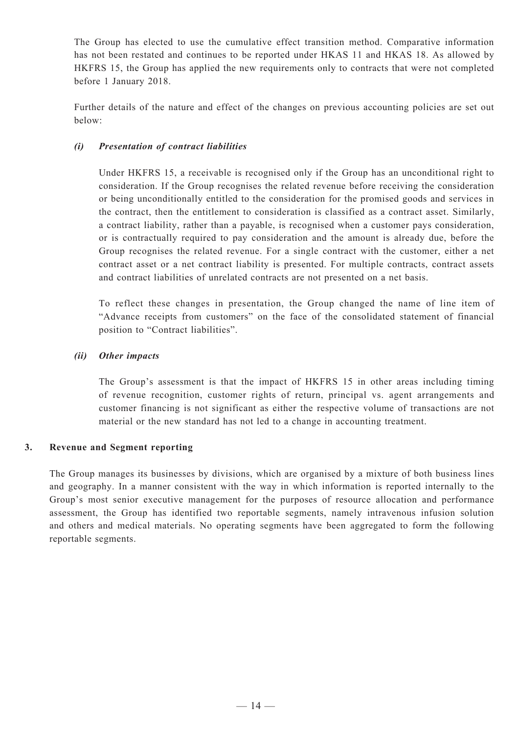The Group has elected to use the cumulative effect transition method. Comparative information has not been restated and continues to be reported under HKAS 11 and HKAS 18. As allowed by HKFRS 15, the Group has applied the new requirements only to contracts that were not completed before 1 January 2018.

Further details of the nature and effect of the changes on previous accounting policies are set out below:

***(i) Presentation of contract liabilities***

Under HKFRS 15, a receivable is recognised only if the Group has an unconditional right to consideration. If the Group recognises the related revenue before receiving the consideration or being unconditionally entitled to the consideration for the promised goods and services in the contract, then the entitlement to consideration is classified as a contract asset. Similarly, a contract liability, rather than a payable, is recognised when a customer pays consideration, or is contractually required to pay consideration and the amount is already due, before the Group recognises the related revenue. For a single contract with the customer, either a net contract asset or a net contract liability is presented. For multiple contracts, contract assets and contract liabilities of unrelated contracts are not presented on a net basis.

To reflect these changes in presentation, the Group changed the name of line item of "Advance receipts from customers" on the face of the consolidated statement of financial position to "Contract liabilities".

***(ii) Other impacts***

The Group's assessment is that the impact of HKFRS 15 in other areas including timing of revenue recognition, customer rights of return, principal vs. agent arrangements and customer financing is not significant as either the respective volume of transactions are not material or the new standard has not led to a change in accounting treatment.

## 3. Revenue and Segment reporting

The Group manages its businesses by divisions, which are organised by a mixture of both business lines and geography. In a manner consistent with the way in which information is reported internally to the Group's most senior executive management for the purposes of resource allocation and performance assessment, the Group has identified two reportable segments, namely intravenous infusion solution and others and medical materials. No operating segments have been aggregated to form the following reportable segments.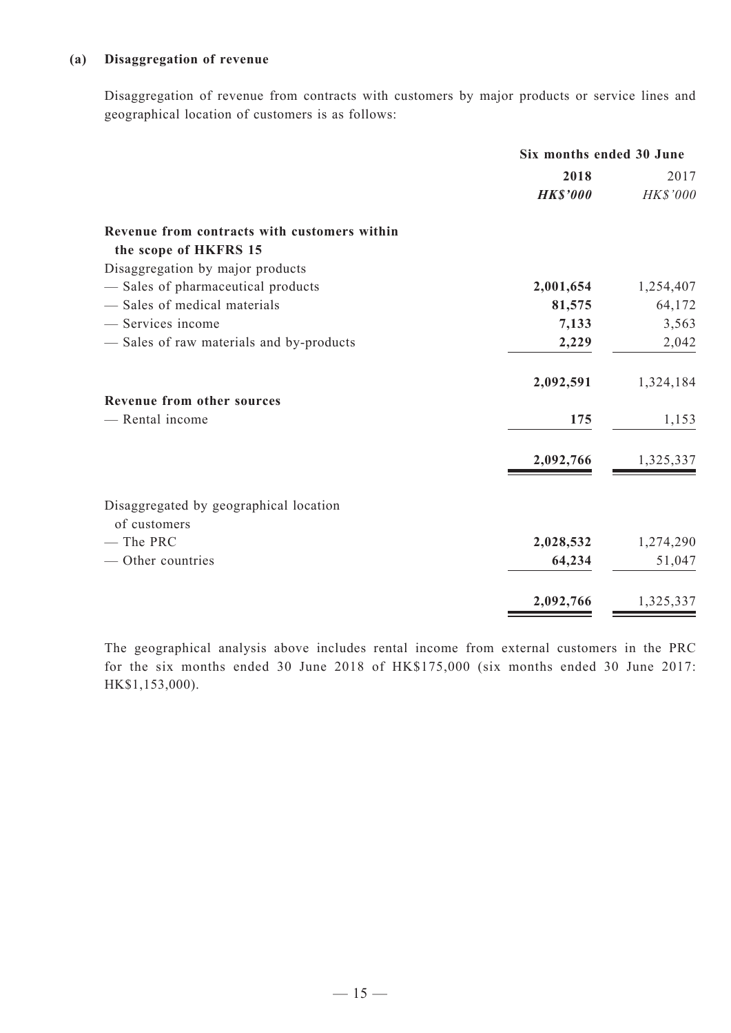**(a) Disaggregation of revenue**

Disaggregation of revenue from contracts with customers by major products or service lines and geographical location of customers is as follows:

| | Six months ended 30 June | |
|---|---|---|
| | **2018** | 2017 |
| | ***HK$'000*** | *HK$'000* |
| **Revenue from contracts with customers within the scope of HKFRS 15** | | |
| Disaggregation by major products | | |
| — Sales of pharmaceutical products | **2,001,654** | 1,254,407 |
| — Sales of medical materials | **81,575** | 64,172 |
| — Services income | **7,133** | 3,563 |
| — Sales of raw materials and by-products | **2,229** | 2,042 |
| | **2,092,591** | 1,324,184 |
| **Revenue from other sources** | | |
| — Rental income | **175** | 1,153 |
| | **2,092,766** | 1,325,337 |
| Disaggregated by geographical location of customers | | |
| — The PRC | **2,028,532** | 1,274,290 |
| — Other countries | **64,234** | 51,047 |
| | **2,092,766** | 1,325,337 |

The geographical analysis above includes rental income from external customers in the PRC for the six months ended 30 June 2018 of HK$175,000 (six months ended 30 June 2017: HK$1,153,000).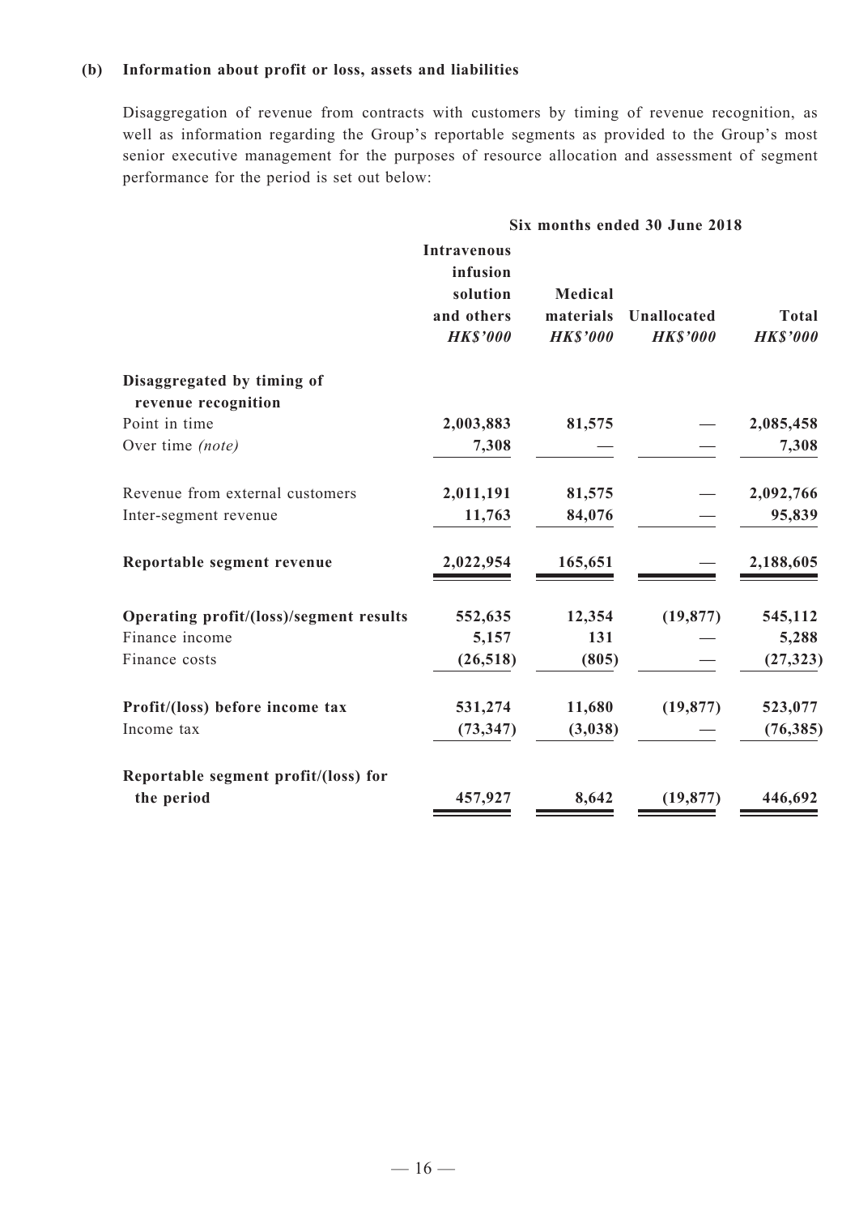**(b) Information about profit or loss, assets and liabilities**

Disaggregation of revenue from contracts with customers by timing of revenue recognition, as well as information regarding the Group's reportable segments as provided to the Group's most senior executive management for the purposes of resource allocation and assessment of segment performance for the period is set out below:

| | Six months ended 30 June 2018 | | | |
|---|---|---|---|---|
| | **Intravenous infusion solution and others** *HK$'000* | **Medical materials** *HK$'000* | **Unallocated** *HK$'000* | **Total** *HK$'000* |
| **Disaggregated by timing of revenue recognition** | | | | |
| Point in time | **2,003,883** | **81,575** | **—** | **2,085,458** |
| Over time *(note)* | **7,308** | **—** | **—** | **7,308** |
| Revenue from external customers | **2,011,191** | **81,575** | **—** | **2,092,766** |
| Inter-segment revenue | **11,763** | **84,076** | **—** | **95,839** |
| **Reportable segment revenue** | **2,022,954** | **165,651** | **—** | **2,188,605** |
| **Operating profit/(loss)/segment results** | **552,635** | **12,354** | **(19,877)** | **545,112** |
| Finance income | **5,157** | **131** | **—** | **5,288** |
| Finance costs | **(26,518)** | **(805)** | **—** | **(27,323)** |
| **Profit/(loss) before income tax** | **531,274** | **11,680** | **(19,877)** | **523,077** |
| Income tax | **(73,347)** | **(3,038)** | **—** | **(76,385)** |
| **Reportable segment profit/(loss) for the period** | **457,927** | **8,642** | **(19,877)** | **446,692** |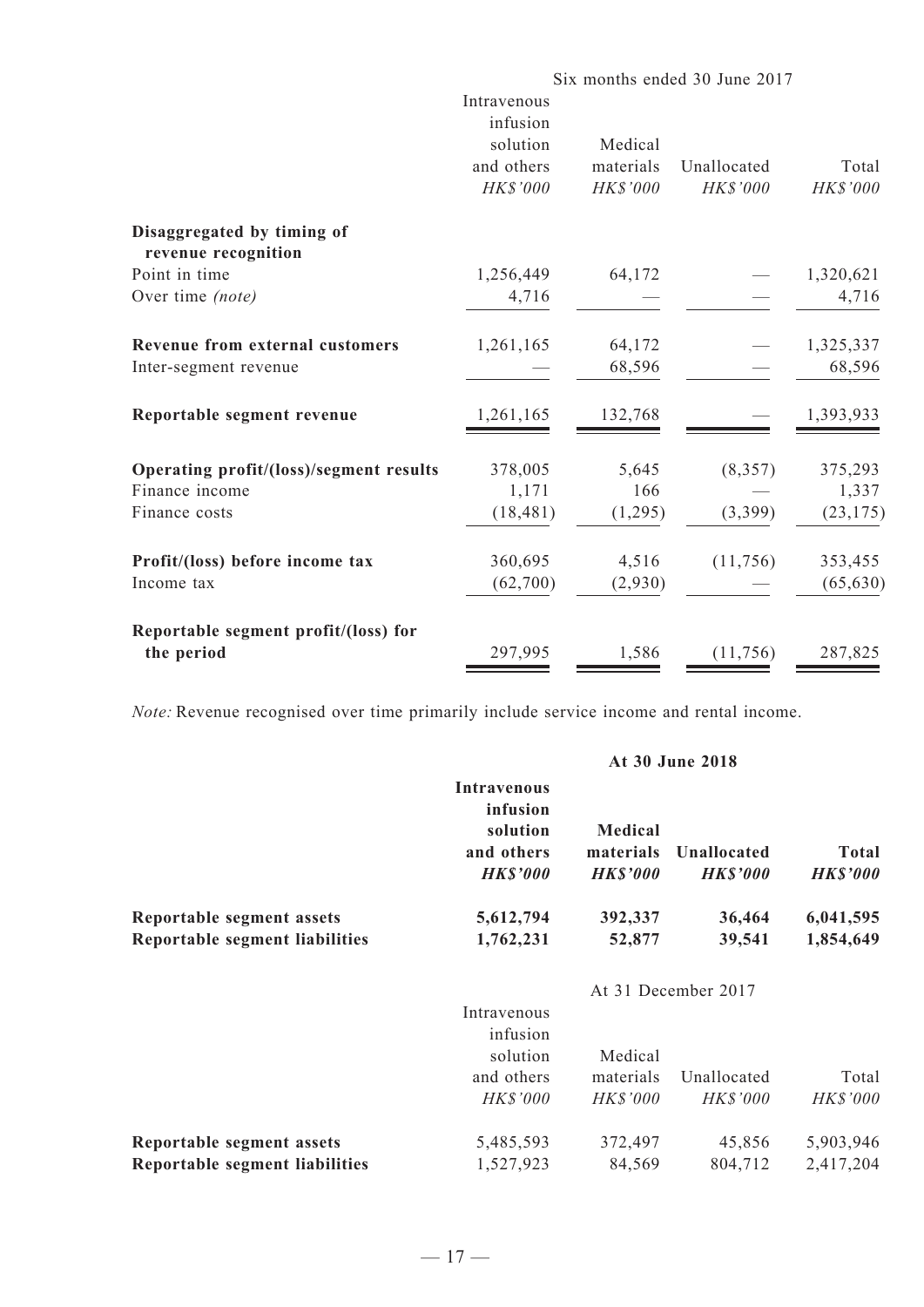| | Six months ended 30 June 2017 | | | |
|---|---|---|---|---|
| | Intravenous infusion solution and others *HK$'000* | Medical materials *HK$'000* | Unallocated *HK$'000* | Total *HK$'000* |
| **Disaggregated by timing of revenue recognition** | | | | |
| Point in time | 1,256,449 | 64,172 | — | 1,320,621 |
| Over time *(note)* | 4,716 | — | — | 4,716 |
| **Revenue from external customers** | 1,261,165 | 64,172 | — | 1,325,337 |
| Inter-segment revenue | — | 68,596 | — | 68,596 |
| **Reportable segment revenue** | 1,261,165 | 132,768 | — | 1,393,933 |
| **Operating profit/(loss)/segment results** | 378,005 | 5,645 | (8,357) | 375,293 |
| Finance income | 1,171 | 166 | — | 1,337 |
| Finance costs | (18,481) | (1,295) | (3,399) | (23,175) |
| **Profit/(loss) before income tax** | 360,695 | 4,516 | (11,756) | 353,455 |
| Income tax | (62,700) | (2,930) | — | (65,630) |
| **Reportable segment profit/(loss) for the period** | 297,995 | 1,586 | (11,756) | 287,825 |

*Note:* Revenue recognised over time primarily include service income and rental income.

| | **At 30 June 2018** | | | |
|---|---|---|---|---|
| | **Intravenous infusion solution and others** ***HK$'000*** | **Medical materials** ***HK$'000*** | **Unallocated** ***HK$'000*** | **Total** ***HK$'000*** |
| **Reportable segment assets** | **5,612,794** | **392,337** | **36,464** | **6,041,595** |
| **Reportable segment liabilities** | **1,762,231** | **52,877** | **39,541** | **1,854,649** |

| | At 31 December 2017 | | | |
|---|---|---|---|---|
| | Intravenous infusion solution and others *HK$'000* | Medical materials *HK$'000* | Unallocated *HK$'000* | Total *HK$'000* |
| **Reportable segment assets** | 5,485,593 | 372,497 | 45,856 | 5,903,946 |
| **Reportable segment liabilities** | 1,527,923 | 84,569 | 804,712 | 2,417,204 |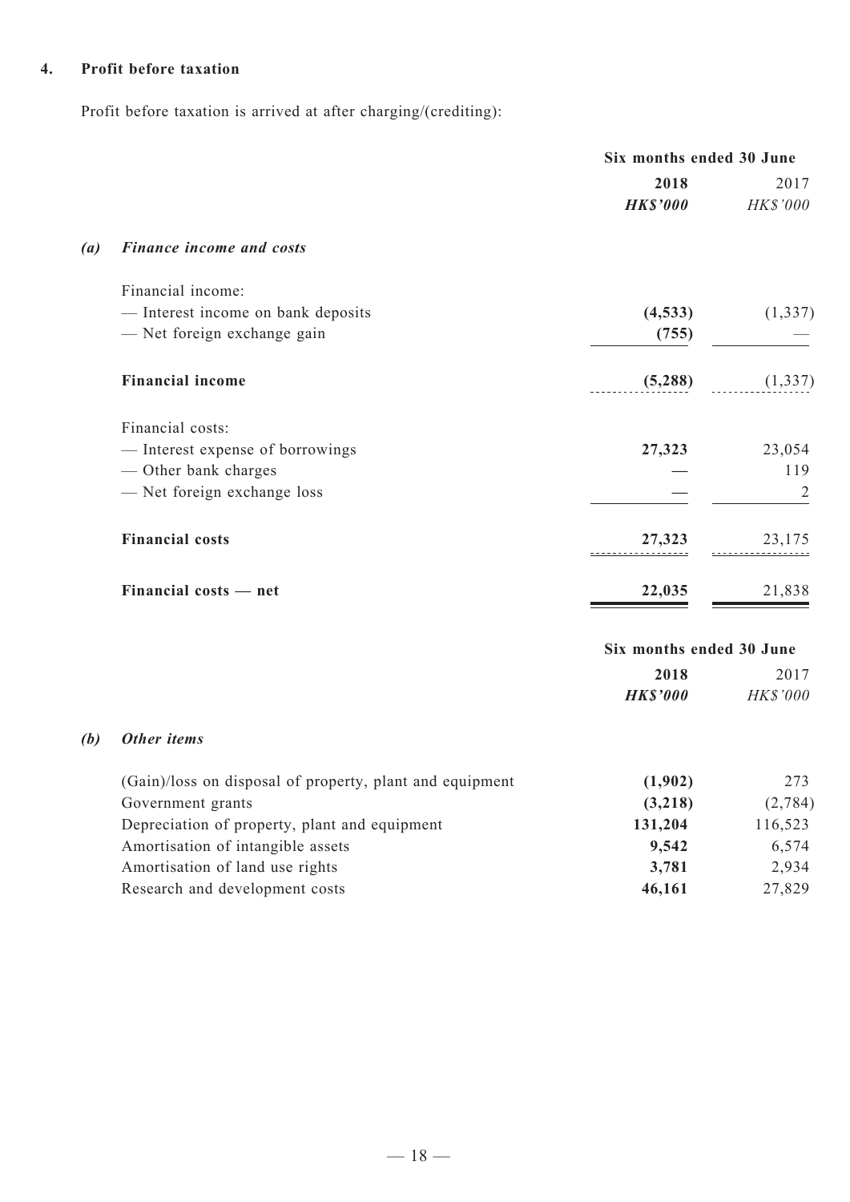## 4. Profit before taxation

Profit before taxation is arrived at after charging/(crediting):

| | Six months ended 30 June | |
|---|---|---|
| | **2018** | 2017 |
| | ***HK$'000*** | *HK$'000* |
| ***(a) Finance income and costs*** | | |
| Financial income: | | |
| — Interest income on bank deposits | **(4,533)** | (1,337) |
| — Net foreign exchange gain | **(755)** | — |
| **Financial income** | **(5,288)** | (1,337) |
| Financial costs: | | |
| — Interest expense of borrowings | **27,323** | 23,054 |
| — Other bank charges | **—** | 119 |
| — Net foreign exchange loss | **—** | 2 |
| **Financial costs** | **27,323** | 23,175 |
| **Financial costs — net** | **22,035** | 21,838 |

| | Six months ended 30 June | |
|---|---|---|
| | **2018** | 2017 |
| | ***HK$'000*** | *HK$'000* |
| ***(b) Other items*** | | |
| (Gain)/loss on disposal of property, plant and equipment | **(1,902)** | 273 |
| Government grants | **(3,218)** | (2,784) |
| Depreciation of property, plant and equipment | **131,204** | 116,523 |
| Amortisation of intangible assets | **9,542** | 6,574 |
| Amortisation of land use rights | **3,781** | 2,934 |
| Research and development costs | **46,161** | 27,829 |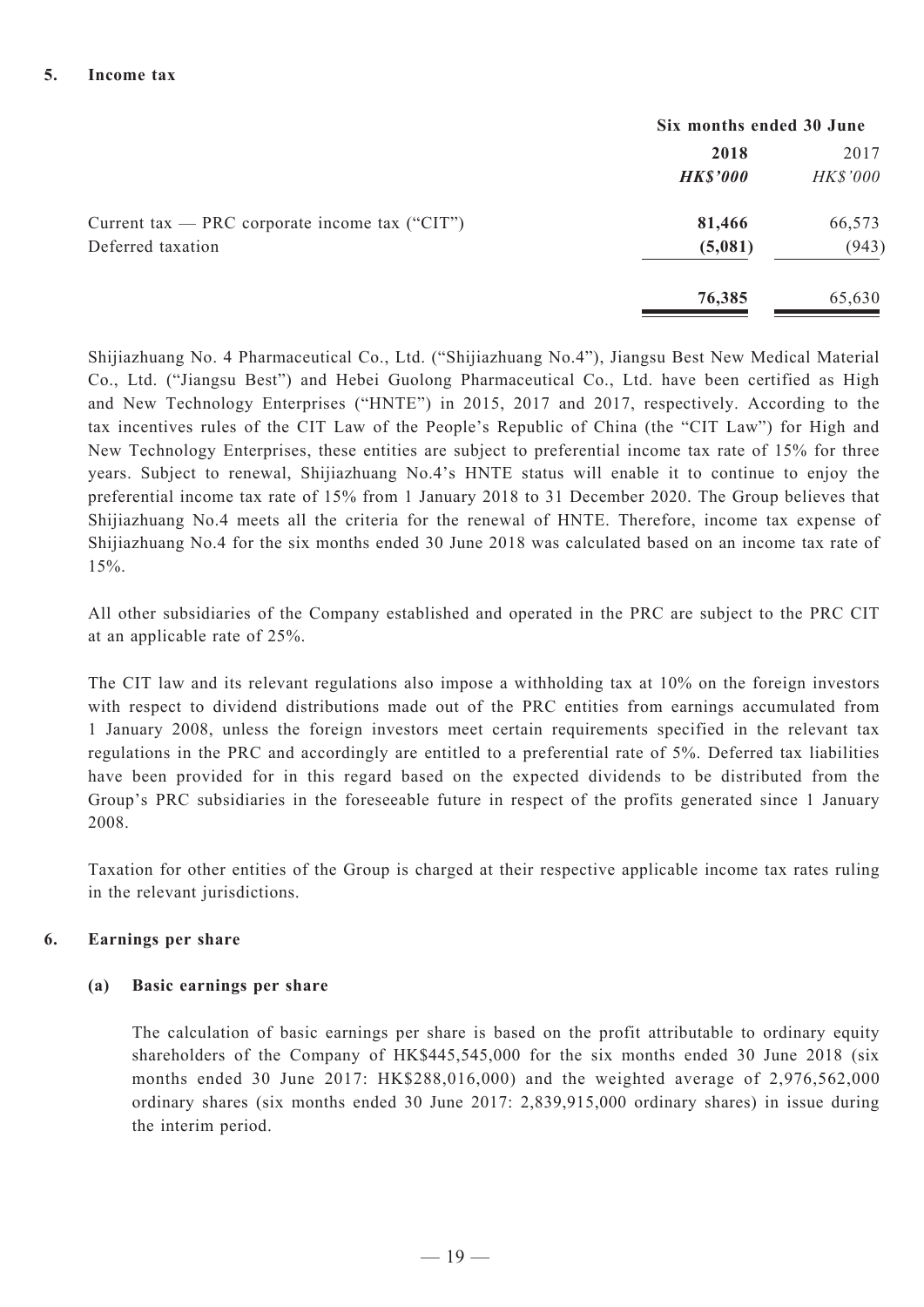**5. Income tax**

| | Six months ended 30 June | |
|---|---|---|
| | **2018** | 2017 |
| | ***HK$'000*** | *HK$'000* |
| Current tax — PRC corporate income tax ("CIT") | **81,466** | 66,573 |
| Deferred taxation | **(5,081)** | (943) |
| | **76,385** | 65,630 |

Shijiazhuang No. 4 Pharmaceutical Co., Ltd. ("Shijiazhuang No.4"), Jiangsu Best New Medical Material Co., Ltd. ("Jiangsu Best") and Hebei Guolong Pharmaceutical Co., Ltd. have been certified as High and New Technology Enterprises ("HNTE") in 2015, 2017 and 2017, respectively. According to the tax incentives rules of the CIT Law of the People's Republic of China (the "CIT Law") for High and New Technology Enterprises, these entities are subject to preferential income tax rate of 15% for three years. Subject to renewal, Shijiazhuang No.4's HNTE status will enable it to continue to enjoy the preferential income tax rate of 15% from 1 January 2018 to 31 December 2020. The Group believes that Shijiazhuang No.4 meets all the criteria for the renewal of HNTE. Therefore, income tax expense of Shijiazhuang No.4 for the six months ended 30 June 2018 was calculated based on an income tax rate of 15%.

All other subsidiaries of the Company established and operated in the PRC are subject to the PRC CIT at an applicable rate of 25%.

The CIT law and its relevant regulations also impose a withholding tax at 10% on the foreign investors with respect to dividend distributions made out of the PRC entities from earnings accumulated from 1 January 2008, unless the foreign investors meet certain requirements specified in the relevant tax regulations in the PRC and accordingly are entitled to a preferential rate of 5%. Deferred tax liabilities have been provided for in this regard based on the expected dividends to be distributed from the Group's PRC subsidiaries in the foreseeable future in respect of the profits generated since 1 January 2008.

Taxation for other entities of the Group is charged at their respective applicable income tax rates ruling in the relevant jurisdictions.

**6. Earnings per share**

**(a) Basic earnings per share**

The calculation of basic earnings per share is based on the profit attributable to ordinary equity shareholders of the Company of HK$445,545,000 for the six months ended 30 June 2018 (six months ended 30 June 2017: HK$288,016,000) and the weighted average of 2,976,562,000 ordinary shares (six months ended 30 June 2017: 2,839,915,000 ordinary shares) in issue during the interim period.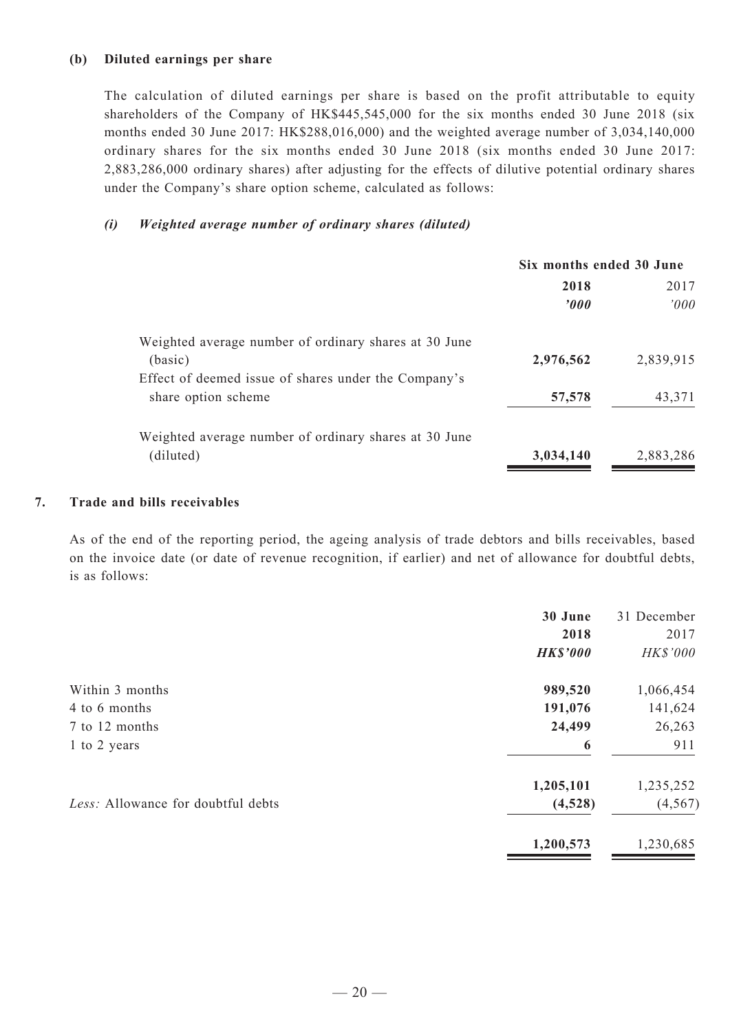**(b) Diluted earnings per share**

The calculation of diluted earnings per share is based on the profit attributable to equity shareholders of the Company of HK$445,545,000 for the six months ended 30 June 2018 (six months ended 30 June 2017: HK$288,016,000) and the weighted average number of 3,034,140,000 ordinary shares for the six months ended 30 June 2018 (six months ended 30 June 2017: 2,883,286,000 ordinary shares) after adjusting for the effects of dilutive potential ordinary shares under the Company's share option scheme, calculated as follows:

***(i) Weighted average number of ordinary shares (diluted)***

| | Six months ended 30 June | |
|---|---|---|
| | **2018** | 2017 |
| | ***'000*** | *'000* |
| Weighted average number of ordinary shares at 30 June (basic) | **2,976,562** | 2,839,915 |
| Effect of deemed issue of shares under the Company's share option scheme | **57,578** | 43,371 |
| Weighted average number of ordinary shares at 30 June (diluted) | **3,034,140** | 2,883,286 |

**7. Trade and bills receivables**

As of the end of the reporting period, the ageing analysis of trade debtors and bills receivables, based on the invoice date (or date of revenue recognition, if earlier) and net of allowance for doubtful debts, is as follows:

| | **30 June 2018** | 31 December 2017 |
|---|---|---|
| | ***HK$'000*** | *HK$'000* |
| Within 3 months | **989,520** | 1,066,454 |
| 4 to 6 months | **191,076** | 141,624 |
| 7 to 12 months | **24,499** | 26,263 |
| 1 to 2 years | **6** | 911 |
| | **1,205,101** | 1,235,252 |
| *Less:* Allowance for doubtful debts | **(4,528)** | (4,567) |
| | **1,200,573** | 1,230,685 |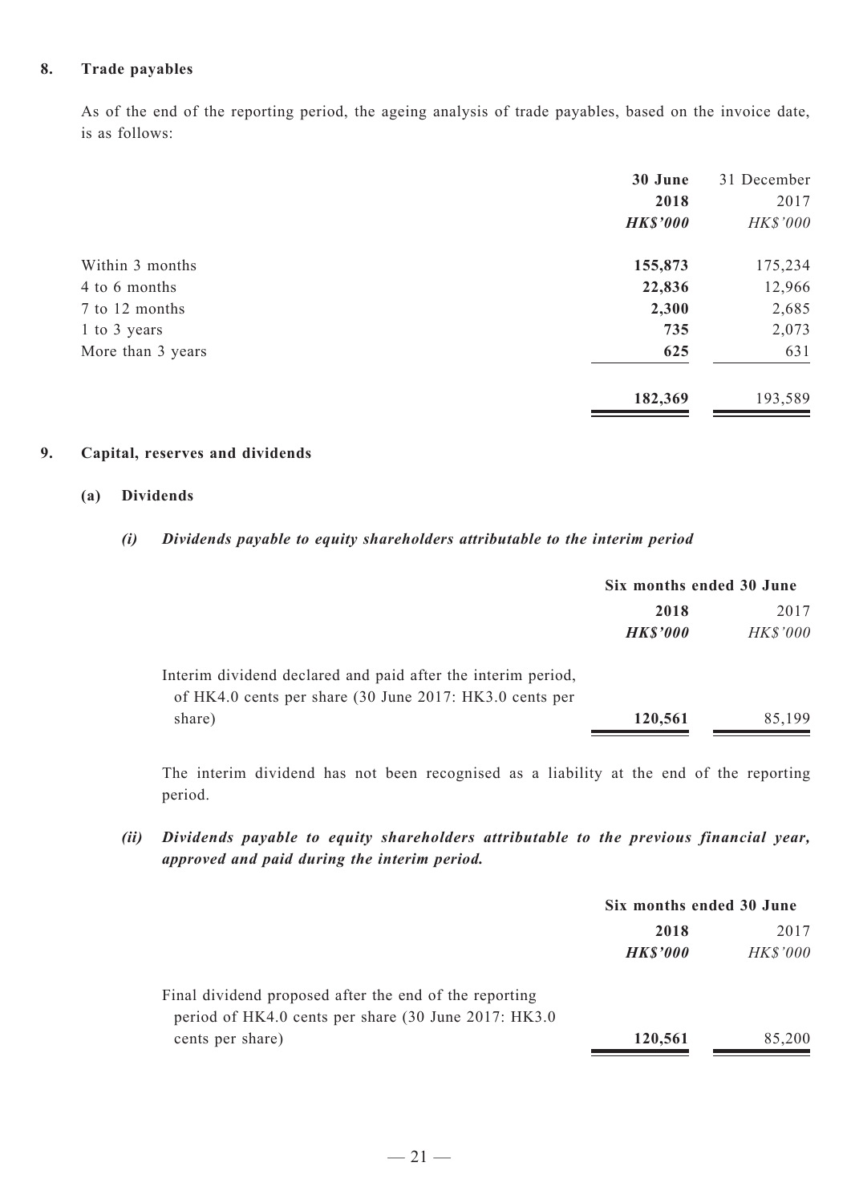## 8. Trade payables

As of the end of the reporting period, the ageing analysis of trade payables, based on the invoice date, is as follows:

| | **30 June 2018** | 31 December 2017 |
|---|---|---|
| | ***HK$'000*** | *HK$'000* |
| Within 3 months | **155,873** | 175,234 |
| 4 to 6 months | **22,836** | 12,966 |
| 7 to 12 months | **2,300** | 2,685 |
| 1 to 3 years | **735** | 2,073 |
| More than 3 years | **625** | 631 |
| | **182,369** | 193,589 |

## 9. Capital, reserves and dividends

### (a) Dividends

#### *(i) Dividends payable to equity shareholders attributable to the interim period*

| | **Six months ended 30 June** | |
|---|---|---|
| | **2018** | 2017 |
| | ***HK$'000*** | *HK$'000* |
| Interim dividend declared and paid after the interim period, of HK4.0 cents per share (30 June 2017: HK3.0 cents per share) | **120,561** | 85,199 |

The interim dividend has not been recognised as a liability at the end of the reporting period.

#### *(ii) Dividends payable to equity shareholders attributable to the previous financial year, approved and paid during the interim period.*

| | **Six months ended 30 June** | |
|---|---|---|
| | **2018** | 2017 |
| | ***HK$'000*** | *HK$'000* |
| Final dividend proposed after the end of the reporting period of HK4.0 cents per share (30 June 2017: HK3.0 cents per share) | **120,561** | 85,200 |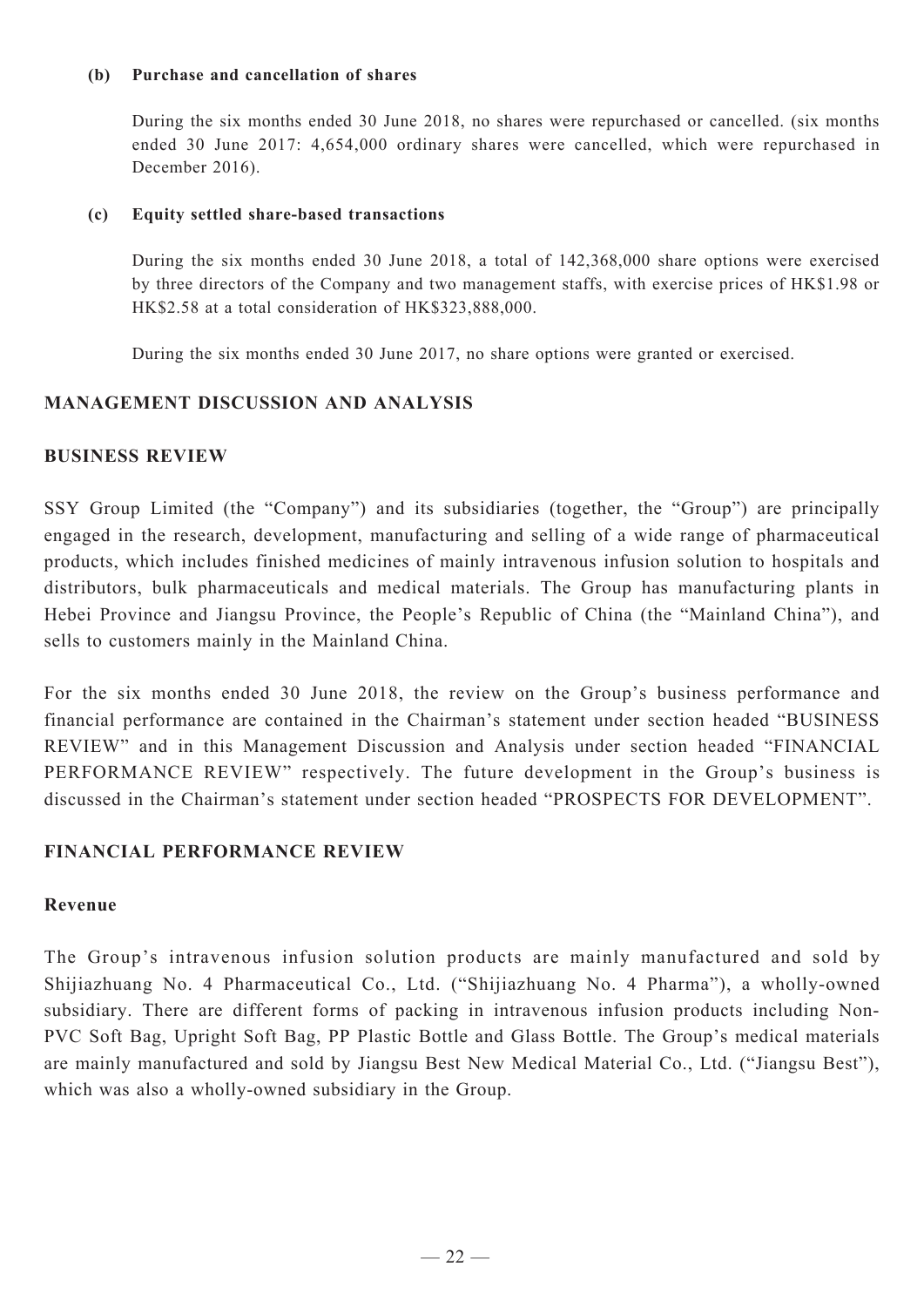**(b) Purchase and cancellation of shares**

During the six months ended 30 June 2018, no shares were repurchased or cancelled. (six months ended 30 June 2017: 4,654,000 ordinary shares were cancelled, which were repurchased in December 2016).

**(c) Equity settled share-based transactions**

During the six months ended 30 June 2018, a total of 142,368,000 share options were exercised by three directors of the Company and two management staffs, with exercise prices of HK$1.98 or HK$2.58 at a total consideration of HK$323,888,000.

During the six months ended 30 June 2017, no share options were granted or exercised.

## MANAGEMENT DISCUSSION AND ANALYSIS

## BUSINESS REVIEW

SSY Group Limited (the "Company") and its subsidiaries (together, the "Group") are principally engaged in the research, development, manufacturing and selling of a wide range of pharmaceutical products, which includes finished medicines of mainly intravenous infusion solution to hospitals and distributors, bulk pharmaceuticals and medical materials. The Group has manufacturing plants in Hebei Province and Jiangsu Province, the People's Republic of China (the "Mainland China"), and sells to customers mainly in the Mainland China.

For the six months ended 30 June 2018, the review on the Group's business performance and financial performance are contained in the Chairman's statement under section headed "BUSINESS REVIEW" and in this Management Discussion and Analysis under section headed "FINANCIAL PERFORMANCE REVIEW" respectively. The future development in the Group's business is discussed in the Chairman's statement under section headed "PROSPECTS FOR DEVELOPMENT".

## FINANCIAL PERFORMANCE REVIEW

### Revenue

The Group's intravenous infusion solution products are mainly manufactured and sold by Shijiazhuang No. 4 Pharmaceutical Co., Ltd. ("Shijiazhuang No. 4 Pharma"), a wholly-owned subsidiary. There are different forms of packing in intravenous infusion products including Non-PVC Soft Bag, Upright Soft Bag, PP Plastic Bottle and Glass Bottle. The Group's medical materials are mainly manufactured and sold by Jiangsu Best New Medical Material Co., Ltd. ("Jiangsu Best"), which was also a wholly-owned subsidiary in the Group.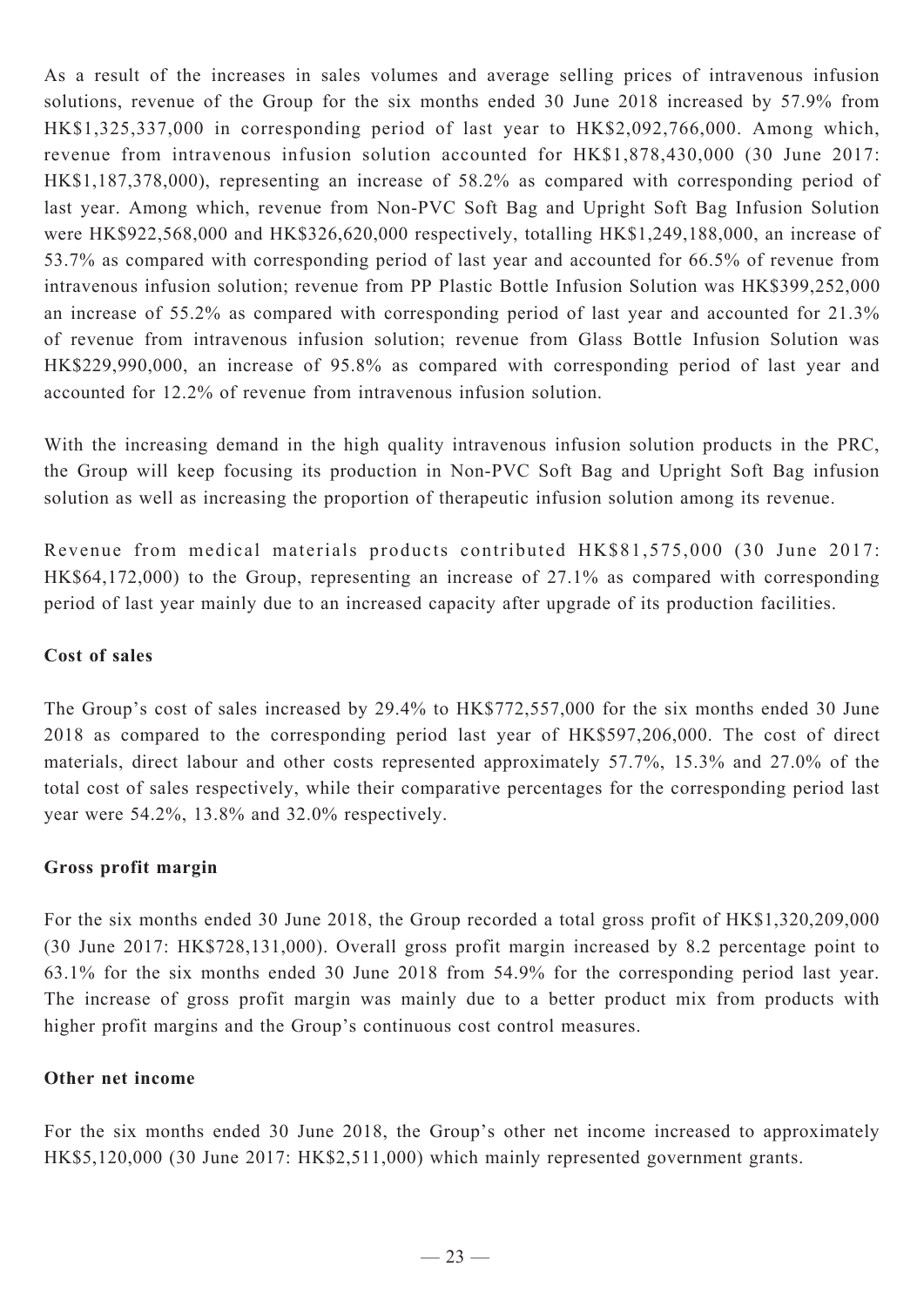As a result of the increases in sales volumes and average selling prices of intravenous infusion solutions, revenue of the Group for the six months ended 30 June 2018 increased by 57.9% from HK$1,325,337,000 in corresponding period of last year to HK$2,092,766,000. Among which, revenue from intravenous infusion solution accounted for HK$1,878,430,000 (30 June 2017: HK$1,187,378,000), representing an increase of 58.2% as compared with corresponding period of last year. Among which, revenue from Non-PVC Soft Bag and Upright Soft Bag Infusion Solution were HK$922,568,000 and HK$326,620,000 respectively, totalling HK$1,249,188,000, an increase of 53.7% as compared with corresponding period of last year and accounted for 66.5% of revenue from intravenous infusion solution; revenue from PP Plastic Bottle Infusion Solution was HK$399,252,000 an increase of 55.2% as compared with corresponding period of last year and accounted for 21.3% of revenue from intravenous infusion solution; revenue from Glass Bottle Infusion Solution was HK$229,990,000, an increase of 95.8% as compared with corresponding period of last year and accounted for 12.2% of revenue from intravenous infusion solution.

With the increasing demand in the high quality intravenous infusion solution products in the PRC, the Group will keep focusing its production in Non-PVC Soft Bag and Upright Soft Bag infusion solution as well as increasing the proportion of therapeutic infusion solution among its revenue.

Revenue from medical materials products contributed HK$81,575,000 (30 June 2017: HK$64,172,000) to the Group, representing an increase of 27.1% as compared with corresponding period of last year mainly due to an increased capacity after upgrade of its production facilities.

**Cost of sales**

The Group's cost of sales increased by 29.4% to HK$772,557,000 for the six months ended 30 June 2018 as compared to the corresponding period last year of HK$597,206,000. The cost of direct materials, direct labour and other costs represented approximately 57.7%, 15.3% and 27.0% of the total cost of sales respectively, while their comparative percentages for the corresponding period last year were 54.2%, 13.8% and 32.0% respectively.

**Gross profit margin**

For the six months ended 30 June 2018, the Group recorded a total gross profit of HK$1,320,209,000 (30 June 2017: HK$728,131,000). Overall gross profit margin increased by 8.2 percentage point to 63.1% for the six months ended 30 June 2018 from 54.9% for the corresponding period last year. The increase of gross profit margin was mainly due to a better product mix from products with higher profit margins and the Group's continuous cost control measures.

**Other net income**

For the six months ended 30 June 2018, the Group's other net income increased to approximately HK$5,120,000 (30 June 2017: HK$2,511,000) which mainly represented government grants.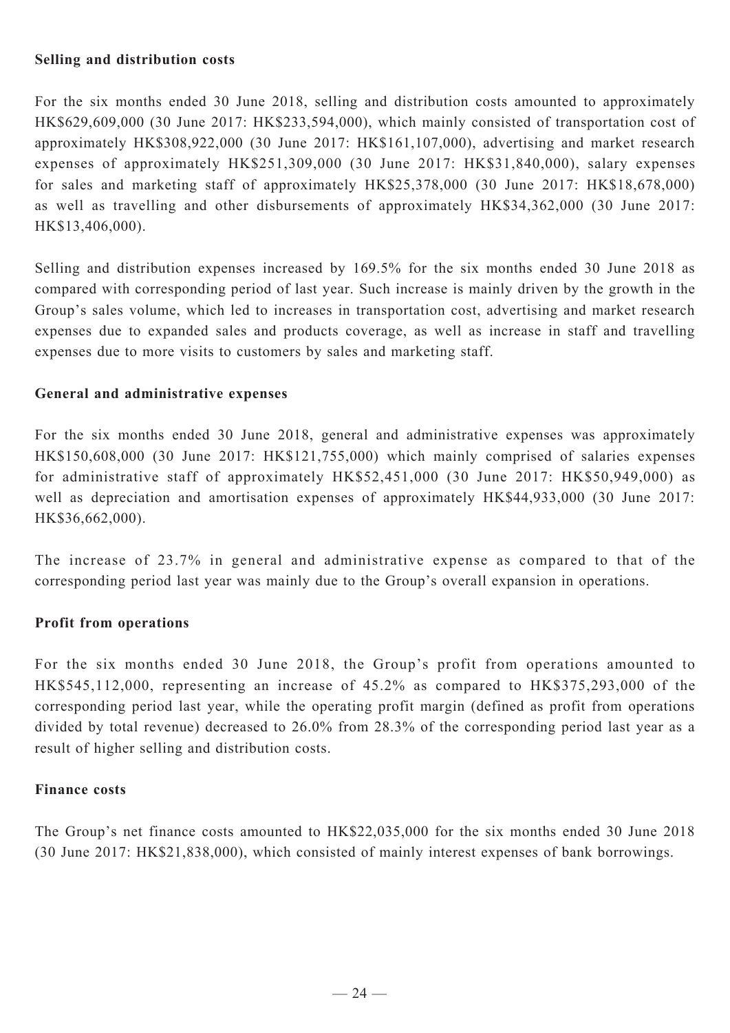**Selling and distribution costs**

For the six months ended 30 June 2018, selling and distribution costs amounted to approximately HK$629,609,000 (30 June 2017: HK$233,594,000), which mainly consisted of transportation cost of approximately HK$308,922,000 (30 June 2017: HK$161,107,000), advertising and market research expenses of approximately HK$251,309,000 (30 June 2017: HK$31,840,000), salary expenses for sales and marketing staff of approximately HK$25,378,000 (30 June 2017: HK$18,678,000) as well as travelling and other disbursements of approximately HK$34,362,000 (30 June 2017: HK$13,406,000).

Selling and distribution expenses increased by 169.5% for the six months ended 30 June 2018 as compared with corresponding period of last year. Such increase is mainly driven by the growth in the Group's sales volume, which led to increases in transportation cost, advertising and market research expenses due to expanded sales and products coverage, as well as increase in staff and travelling expenses due to more visits to customers by sales and marketing staff.

**General and administrative expenses**

For the six months ended 30 June 2018, general and administrative expenses was approximately HK$150,608,000 (30 June 2017: HK$121,755,000) which mainly comprised of salaries expenses for administrative staff of approximately HK$52,451,000 (30 June 2017: HK$50,949,000) as well as depreciation and amortisation expenses of approximately HK$44,933,000 (30 June 2017: HK$36,662,000).

The increase of 23.7% in general and administrative expense as compared to that of the corresponding period last year was mainly due to the Group's overall expansion in operations.

**Profit from operations**

For the six months ended 30 June 2018, the Group's profit from operations amounted to HK$545,112,000, representing an increase of 45.2% as compared to HK$375,293,000 of the corresponding period last year, while the operating profit margin (defined as profit from operations divided by total revenue) decreased to 26.0% from 28.3% of the corresponding period last year as a result of higher selling and distribution costs.

**Finance costs**

The Group's net finance costs amounted to HK$22,035,000 for the six months ended 30 June 2018 (30 June 2017: HK$21,838,000), which consisted of mainly interest expenses of bank borrowings.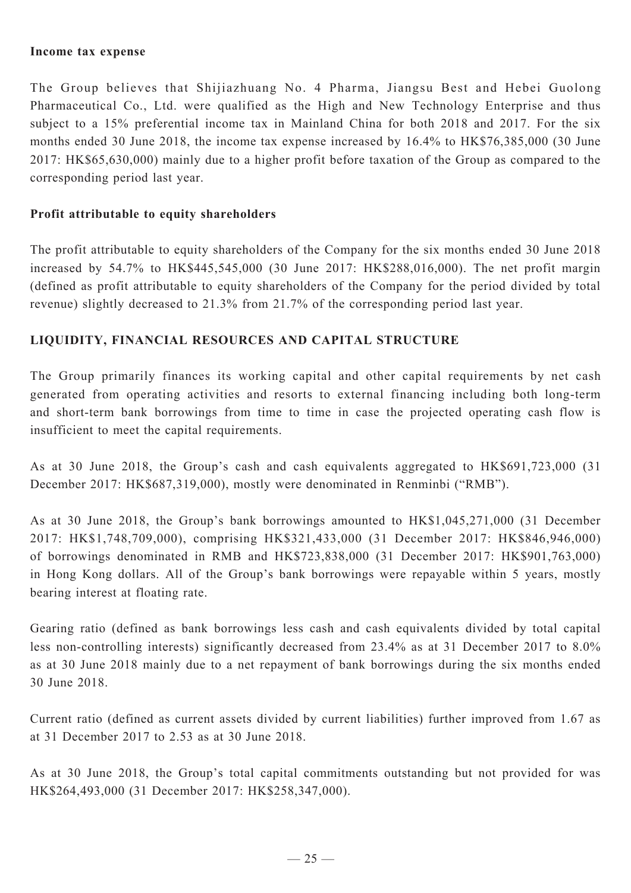### Income tax expense

The Group believes that Shijiazhuang No. 4 Pharma, Jiangsu Best and Hebei Guolong Pharmaceutical Co., Ltd. were qualified as the High and New Technology Enterprise and thus subject to a 15% preferential income tax in Mainland China for both 2018 and 2017. For the six months ended 30 June 2018, the income tax expense increased by 16.4% to HK$76,385,000 (30 June 2017: HK$65,630,000) mainly due to a higher profit before taxation of the Group as compared to the corresponding period last year.

### Profit attributable to equity shareholders

The profit attributable to equity shareholders of the Company for the six months ended 30 June 2018 increased by 54.7% to HK$445,545,000 (30 June 2017: HK$288,016,000). The net profit margin (defined as profit attributable to equity shareholders of the Company for the period divided by total revenue) slightly decreased to 21.3% from 21.7% of the corresponding period last year.

## LIQUIDITY, FINANCIAL RESOURCES AND CAPITAL STRUCTURE

The Group primarily finances its working capital and other capital requirements by net cash generated from operating activities and resorts to external financing including both long-term and short-term bank borrowings from time to time in case the projected operating cash flow is insufficient to meet the capital requirements.

As at 30 June 2018, the Group's cash and cash equivalents aggregated to HK$691,723,000 (31 December 2017: HK$687,319,000), mostly were denominated in Renminbi ("RMB").

As at 30 June 2018, the Group's bank borrowings amounted to HK$1,045,271,000 (31 December 2017: HK$1,748,709,000), comprising HK$321,433,000 (31 December 2017: HK$846,946,000) of borrowings denominated in RMB and HK$723,838,000 (31 December 2017: HK$901,763,000) in Hong Kong dollars. All of the Group's bank borrowings were repayable within 5 years, mostly bearing interest at floating rate.

Gearing ratio (defined as bank borrowings less cash and cash equivalents divided by total capital less non-controlling interests) significantly decreased from 23.4% as at 31 December 2017 to 8.0% as at 30 June 2018 mainly due to a net repayment of bank borrowings during the six months ended 30 June 2018.

Current ratio (defined as current assets divided by current liabilities) further improved from 1.67 as at 31 December 2017 to 2.53 as at 30 June 2018.

As at 30 June 2018, the Group's total capital commitments outstanding but not provided for was HK$264,493,000 (31 December 2017: HK$258,347,000).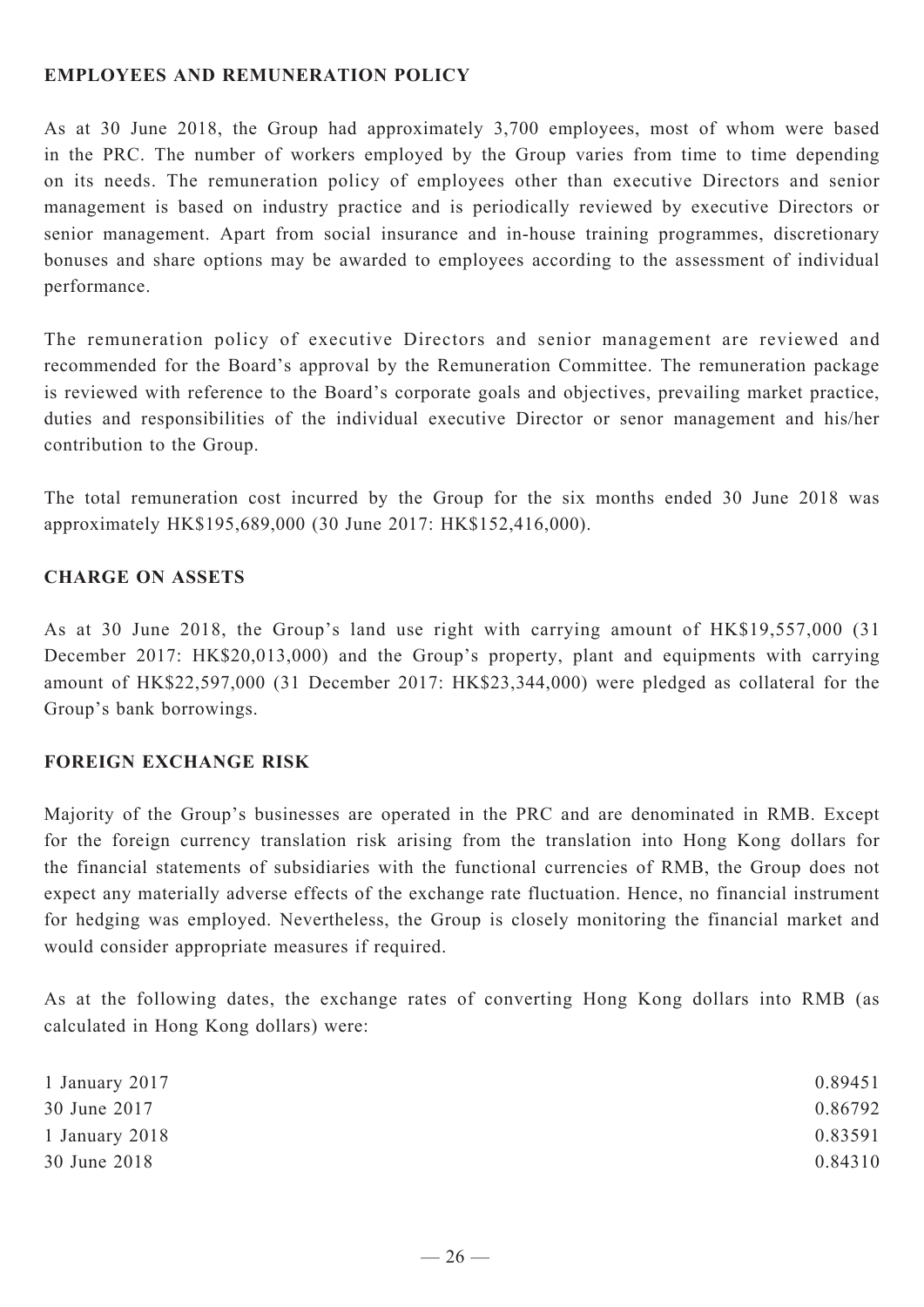## EMPLOYEES AND REMUNERATION POLICY

As at 30 June 2018, the Group had approximately 3,700 employees, most of whom were based in the PRC. The number of workers employed by the Group varies from time to time depending on its needs. The remuneration policy of employees other than executive Directors and senior management is based on industry practice and is periodically reviewed by executive Directors or senior management. Apart from social insurance and in-house training programmes, discretionary bonuses and share options may be awarded to employees according to the assessment of individual performance.

The remuneration policy of executive Directors and senior management are reviewed and recommended for the Board's approval by the Remuneration Committee. The remuneration package is reviewed with reference to the Board's corporate goals and objectives, prevailing market practice, duties and responsibilities of the individual executive Director or senor management and his/her contribution to the Group.

The total remuneration cost incurred by the Group for the six months ended 30 June 2018 was approximately HK$195,689,000 (30 June 2017: HK$152,416,000).

## CHARGE ON ASSETS

As at 30 June 2018, the Group's land use right with carrying amount of HK$19,557,000 (31 December 2017: HK$20,013,000) and the Group's property, plant and equipments with carrying amount of HK$22,597,000 (31 December 2017: HK$23,344,000) were pledged as collateral for the Group's bank borrowings.

## FOREIGN EXCHANGE RISK

Majority of the Group's businesses are operated in the PRC and are denominated in RMB. Except for the foreign currency translation risk arising from the translation into Hong Kong dollars for the financial statements of subsidiaries with the functional currencies of RMB, the Group does not expect any materially adverse effects of the exchange rate fluctuation. Hence, no financial instrument for hedging was employed. Nevertheless, the Group is closely monitoring the financial market and would consider appropriate measures if required.

As at the following dates, the exchange rates of converting Hong Kong dollars into RMB (as calculated in Hong Kong dollars) were:

| | |
|---|---|
| 1 January 2017 | 0.89451 |
| 30 June 2017 | 0.86792 |
| 1 January 2018 | 0.83591 |
| 30 June 2018 | 0.84310 |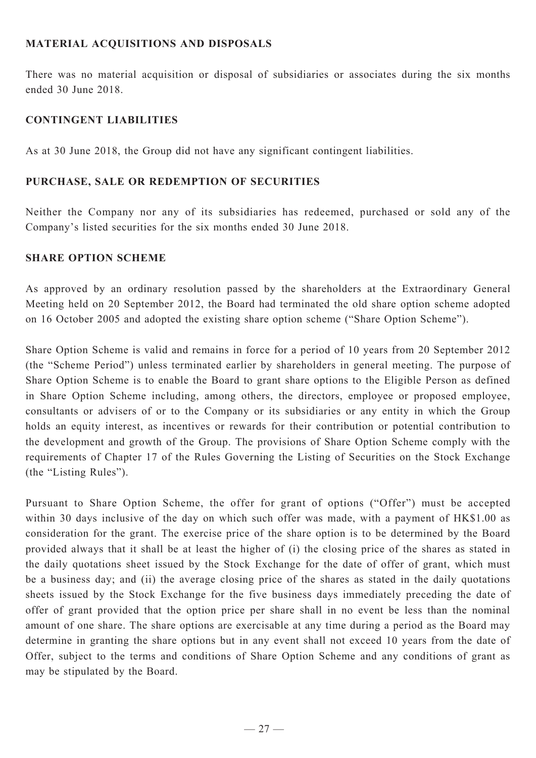## MATERIAL ACQUISITIONS AND DISPOSALS

There was no material acquisition or disposal of subsidiaries or associates during the six months ended 30 June 2018.

## CONTINGENT LIABILITIES

As at 30 June 2018, the Group did not have any significant contingent liabilities.

## PURCHASE, SALE OR REDEMPTION OF SECURITIES

Neither the Company nor any of its subsidiaries has redeemed, purchased or sold any of the Company's listed securities for the six months ended 30 June 2018.

## SHARE OPTION SCHEME

As approved by an ordinary resolution passed by the shareholders at the Extraordinary General Meeting held on 20 September 2012, the Board had terminated the old share option scheme adopted on 16 October 2005 and adopted the existing share option scheme ("Share Option Scheme").

Share Option Scheme is valid and remains in force for a period of 10 years from 20 September 2012 (the "Scheme Period") unless terminated earlier by shareholders in general meeting. The purpose of Share Option Scheme is to enable the Board to grant share options to the Eligible Person as defined in Share Option Scheme including, among others, the directors, employee or proposed employee, consultants or advisers of or to the Company or its subsidiaries or any entity in which the Group holds an equity interest, as incentives or rewards for their contribution or potential contribution to the development and growth of the Group. The provisions of Share Option Scheme comply with the requirements of Chapter 17 of the Rules Governing the Listing of Securities on the Stock Exchange (the "Listing Rules").

Pursuant to Share Option Scheme, the offer for grant of options ("Offer") must be accepted within 30 days inclusive of the day on which such offer was made, with a payment of HK$1.00 as consideration for the grant. The exercise price of the share option is to be determined by the Board provided always that it shall be at least the higher of (i) the closing price of the shares as stated in the daily quotations sheet issued by the Stock Exchange for the date of offer of grant, which must be a business day; and (ii) the average closing price of the shares as stated in the daily quotations sheets issued by the Stock Exchange for the five business days immediately preceding the date of offer of grant provided that the option price per share shall in no event be less than the nominal amount of one share. The share options are exercisable at any time during a period as the Board may determine in granting the share options but in any event shall not exceed 10 years from the date of Offer, subject to the terms and conditions of Share Option Scheme and any conditions of grant as may be stipulated by the Board.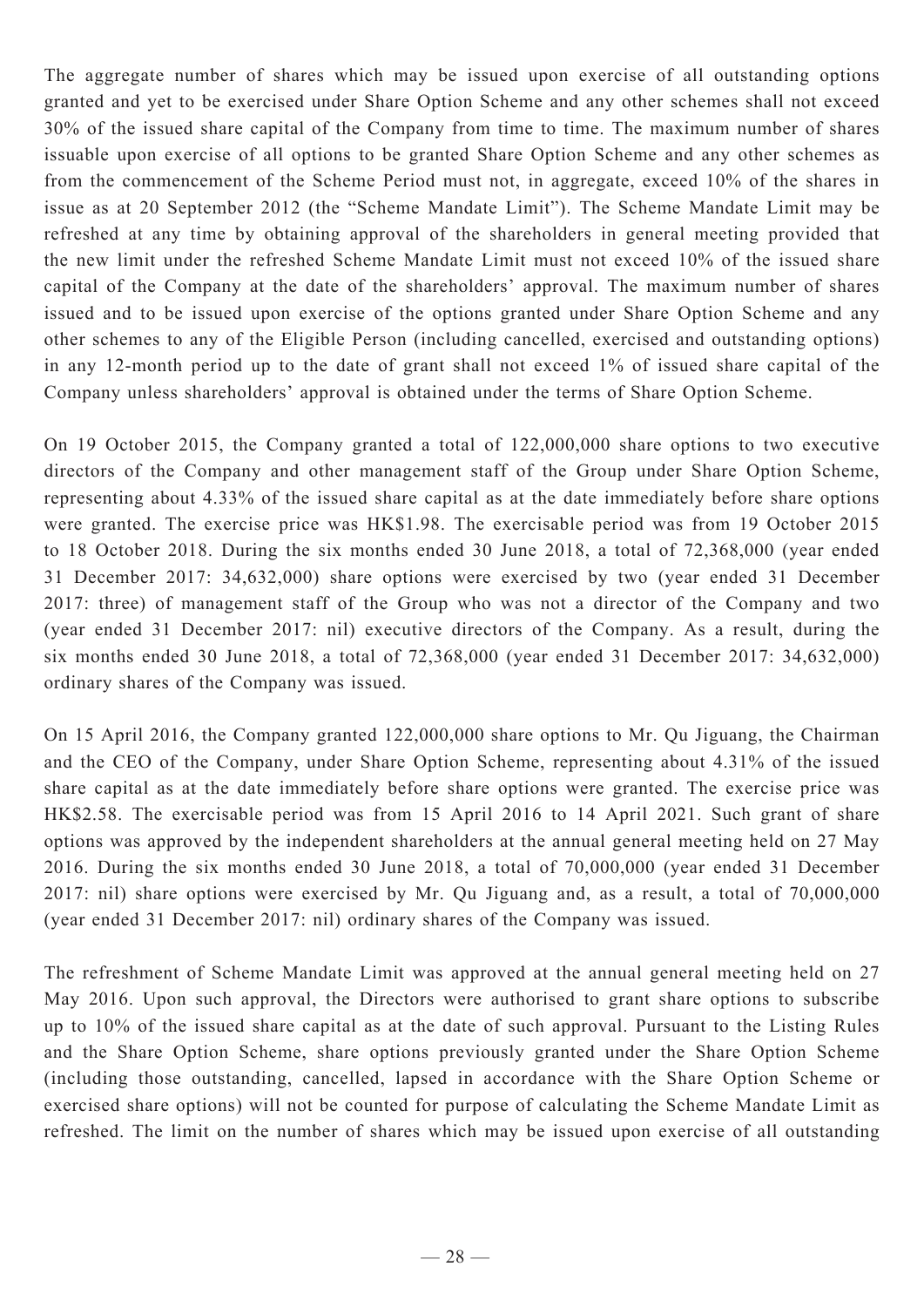The aggregate number of shares which may be issued upon exercise of all outstanding options granted and yet to be exercised under Share Option Scheme and any other schemes shall not exceed 30% of the issued share capital of the Company from time to time. The maximum number of shares issuable upon exercise of all options to be granted Share Option Scheme and any other schemes as from the commencement of the Scheme Period must not, in aggregate, exceed 10% of the shares in issue as at 20 September 2012 (the "Scheme Mandate Limit"). The Scheme Mandate Limit may be refreshed at any time by obtaining approval of the shareholders in general meeting provided that the new limit under the refreshed Scheme Mandate Limit must not exceed 10% of the issued share capital of the Company at the date of the shareholders' approval. The maximum number of shares issued and to be issued upon exercise of the options granted under Share Option Scheme and any other schemes to any of the Eligible Person (including cancelled, exercised and outstanding options) in any 12-month period up to the date of grant shall not exceed 1% of issued share capital of the Company unless shareholders' approval is obtained under the terms of Share Option Scheme.

On 19 October 2015, the Company granted a total of 122,000,000 share options to two executive directors of the Company and other management staff of the Group under Share Option Scheme, representing about 4.33% of the issued share capital as at the date immediately before share options were granted. The exercise price was HK$1.98. The exercisable period was from 19 October 2015 to 18 October 2018. During the six months ended 30 June 2018, a total of 72,368,000 (year ended 31 December 2017: 34,632,000) share options were exercised by two (year ended 31 December 2017: three) of management staff of the Group who was not a director of the Company and two (year ended 31 December 2017: nil) executive directors of the Company. As a result, during the six months ended 30 June 2018, a total of 72,368,000 (year ended 31 December 2017: 34,632,000) ordinary shares of the Company was issued.

On 15 April 2016, the Company granted 122,000,000 share options to Mr. Qu Jiguang, the Chairman and the CEO of the Company, under Share Option Scheme, representing about 4.31% of the issued share capital as at the date immediately before share options were granted. The exercise price was HK$2.58. The exercisable period was from 15 April 2016 to 14 April 2021. Such grant of share options was approved by the independent shareholders at the annual general meeting held on 27 May 2016. During the six months ended 30 June 2018, a total of 70,000,000 (year ended 31 December 2017: nil) share options were exercised by Mr. Qu Jiguang and, as a result, a total of 70,000,000 (year ended 31 December 2017: nil) ordinary shares of the Company was issued.

The refreshment of Scheme Mandate Limit was approved at the annual general meeting held on 27 May 2016. Upon such approval, the Directors were authorised to grant share options to subscribe up to 10% of the issued share capital as at the date of such approval. Pursuant to the Listing Rules and the Share Option Scheme, share options previously granted under the Share Option Scheme (including those outstanding, cancelled, lapsed in accordance with the Share Option Scheme or exercised share options) will not be counted for purpose of calculating the Scheme Mandate Limit as refreshed. The limit on the number of shares which may be issued upon exercise of all outstanding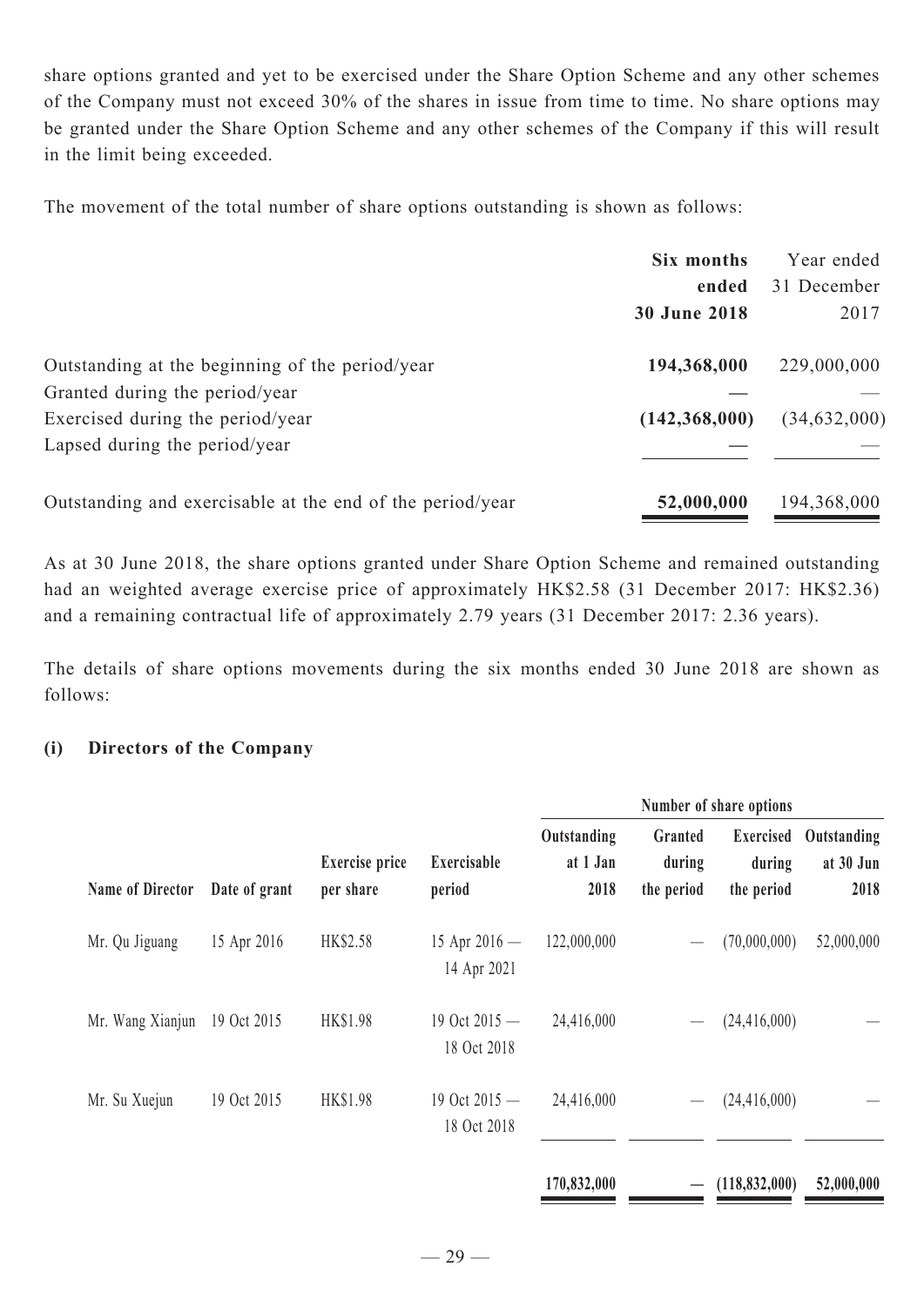share options granted and yet to be exercised under the Share Option Scheme and any other schemes of the Company must not exceed 30% of the shares in issue from time to time. No share options may be granted under the Share Option Scheme and any other schemes of the Company if this will result in the limit being exceeded.

The movement of the total number of share options outstanding is shown as follows:

| | **Six months ended 30 June 2018** | Year ended 31 December 2017 |
|---|---|---|
| Outstanding at the beginning of the period/year | **194,368,000** | 229,000,000 |
| Granted during the period/year | **—** | — |
| Exercised during the period/year | **(142,368,000)** | (34,632,000) |
| Lapsed during the period/year | **—** | — |
| Outstanding and exercisable at the end of the period/year | **52,000,000** | 194,368,000 |

As at 30 June 2018, the share options granted under Share Option Scheme and remained outstanding had an weighted average exercise price of approximately HK$2.58 (31 December 2017: HK$2.36) and a remaining contractual life of approximately 2.79 years (31 December 2017: 2.36 years).

The details of share options movements during the six months ended 30 June 2018 are shown as follows:

**(i) Directors of the Company**

| | | | | Number of share options | | | |
|---|---|---|---|---|---|---|---|
| **Name of Director** | **Date of grant** | **Exercise price per share** | **Exercisable period** | **Outstanding at 1 Jan 2018** | **Granted during the period** | **Exercised during the period** | **Outstanding at 30 Jun 2018** |
| Mr. Qu Jiguang | 15 Apr 2016 | HK$2.58 | 15 Apr 2016 — 14 Apr 2021 | 122,000,000 | — | (70,000,000) | 52,000,000 |
| Mr. Wang Xianjun | 19 Oct 2015 | HK$1.98 | 19 Oct 2015 — 18 Oct 2018 | 24,416,000 | — | (24,416,000) | — |
| Mr. Su Xuejun | 19 Oct 2015 | HK$1.98 | 19 Oct 2015 — 18 Oct 2018 | 24,416,000 | — | (24,416,000) | — |
| | | | | **170,832,000** | **—** | **(118,832,000)** | **52,000,000** |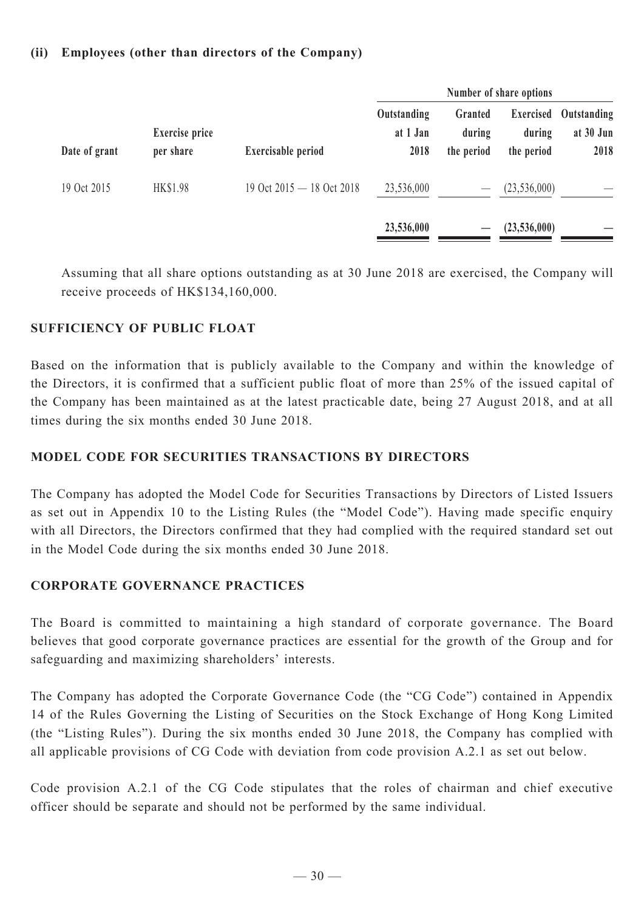**(ii) Employees (other than directors of the Company)**

| | | | Number of share options | | | |
|---|---|---|---|---|---|---|
| Date of grant | Exercise price per share | Exercisable period | Outstanding at 1 Jan 2018 | Granted during the period | Exercised during the period | Outstanding at 30 Jun 2018 |
| 19 Oct 2015 | HK$1.98 | 19 Oct 2015 — 18 Oct 2018 | 23,536,000 | — | (23,536,000) | — |
| | | | **23,536,000** | **—** | **(23,536,000)** | **—** |

Assuming that all share options outstanding as at 30 June 2018 are exercised, the Company will receive proceeds of HK$134,160,000.

## SUFFICIENCY OF PUBLIC FLOAT

Based on the information that is publicly available to the Company and within the knowledge of the Directors, it is confirmed that a sufficient public float of more than 25% of the issued capital of the Company has been maintained as at the latest practicable date, being 27 August 2018, and at all times during the six months ended 30 June 2018.

## MODEL CODE FOR SECURITIES TRANSACTIONS BY DIRECTORS

The Company has adopted the Model Code for Securities Transactions by Directors of Listed Issuers as set out in Appendix 10 to the Listing Rules (the "Model Code"). Having made specific enquiry with all Directors, the Directors confirmed that they had complied with the required standard set out in the Model Code during the six months ended 30 June 2018.

## CORPORATE GOVERNANCE PRACTICES

The Board is committed to maintaining a high standard of corporate governance. The Board believes that good corporate governance practices are essential for the growth of the Group and for safeguarding and maximizing shareholders' interests.

The Company has adopted the Corporate Governance Code (the "CG Code") contained in Appendix 14 of the Rules Governing the Listing of Securities on the Stock Exchange of Hong Kong Limited (the "Listing Rules"). During the six months ended 30 June 2018, the Company has complied with all applicable provisions of CG Code with deviation from code provision A.2.1 as set out below.

Code provision A.2.1 of the CG Code stipulates that the roles of chairman and chief executive officer should be separate and should not be performed by the same individual.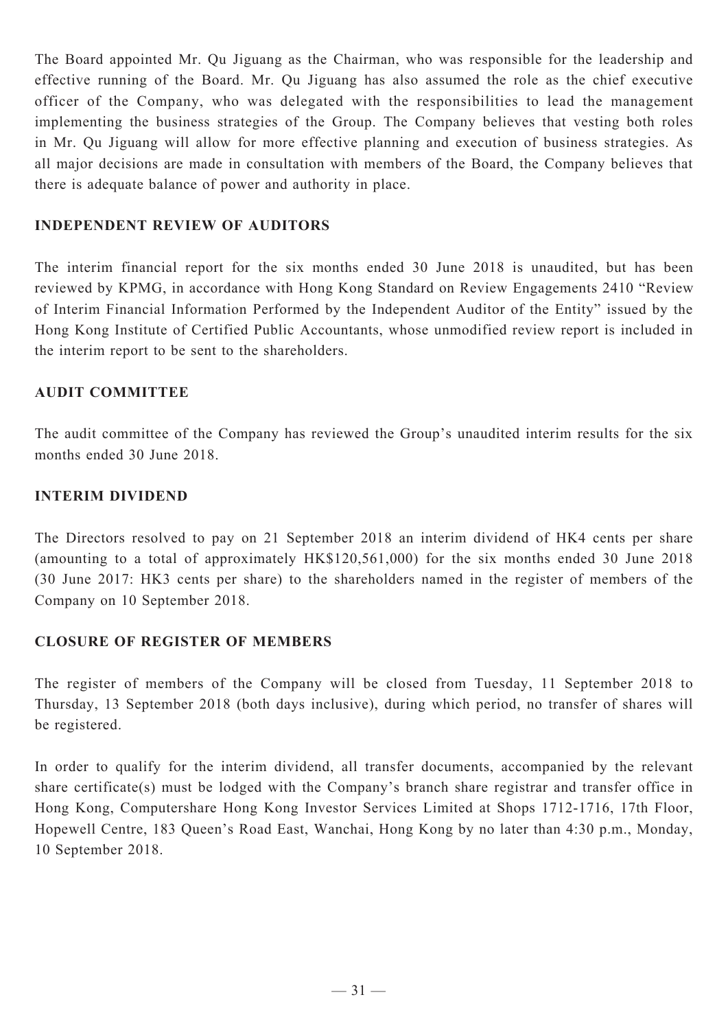The Board appointed Mr. Qu Jiguang as the Chairman, who was responsible for the leadership and effective running of the Board. Mr. Qu Jiguang has also assumed the role as the chief executive officer of the Company, who was delegated with the responsibilities to lead the management implementing the business strategies of the Group. The Company believes that vesting both roles in Mr. Qu Jiguang will allow for more effective planning and execution of business strategies. As all major decisions are made in consultation with members of the Board, the Company believes that there is adequate balance of power and authority in place.

## INDEPENDENT REVIEW OF AUDITORS

The interim financial report for the six months ended 30 June 2018 is unaudited, but has been reviewed by KPMG, in accordance with Hong Kong Standard on Review Engagements 2410 "Review of Interim Financial Information Performed by the Independent Auditor of the Entity" issued by the Hong Kong Institute of Certified Public Accountants, whose unmodified review report is included in the interim report to be sent to the shareholders.

## AUDIT COMMITTEE

The audit committee of the Company has reviewed the Group's unaudited interim results for the six months ended 30 June 2018.

## INTERIM DIVIDEND

The Directors resolved to pay on 21 September 2018 an interim dividend of HK4 cents per share (amounting to a total of approximately HK$120,561,000) for the six months ended 30 June 2018 (30 June 2017: HK3 cents per share) to the shareholders named in the register of members of the Company on 10 September 2018.

## CLOSURE OF REGISTER OF MEMBERS

The register of members of the Company will be closed from Tuesday, 11 September 2018 to Thursday, 13 September 2018 (both days inclusive), during which period, no transfer of shares will be registered.

In order to qualify for the interim dividend, all transfer documents, accompanied by the relevant share certificate(s) must be lodged with the Company's branch share registrar and transfer office in Hong Kong, Computershare Hong Kong Investor Services Limited at Shops 1712-1716, 17th Floor, Hopewell Centre, 183 Queen's Road East, Wanchai, Hong Kong by no later than 4:30 p.m., Monday, 10 September 2018.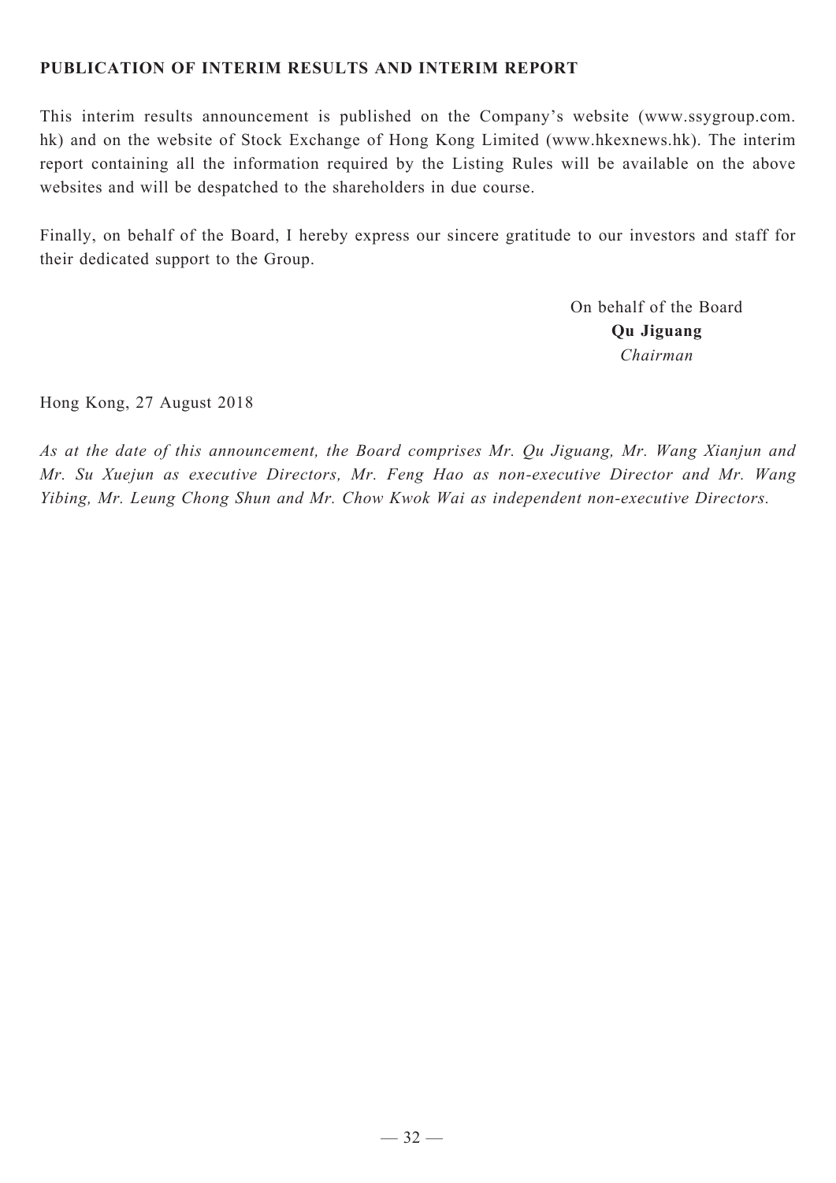## PUBLICATION OF INTERIM RESULTS AND INTERIM REPORT

This interim results announcement is published on the Company's website (www.ssygroup.com.hk) and on the website of Stock Exchange of Hong Kong Limited (www.hkexnews.hk). The interim report containing all the information required by the Listing Rules will be available on the above websites and will be despatched to the shareholders in due course.

Finally, on behalf of the Board, I hereby express our sincere gratitude to our investors and staff for their dedicated support to the Group.

On behalf of the Board
**Qu Jiguang**
*Chairman*

Hong Kong, 27 August 2018

*As at the date of this announcement, the Board comprises Mr. Qu Jiguang, Mr. Wang Xianjun and Mr. Su Xuejun as executive Directors, Mr. Feng Hao as non-executive Director and Mr. Wang Yibing, Mr. Leung Chong Shun and Mr. Chow Kwok Wai as independent non-executive Directors.*